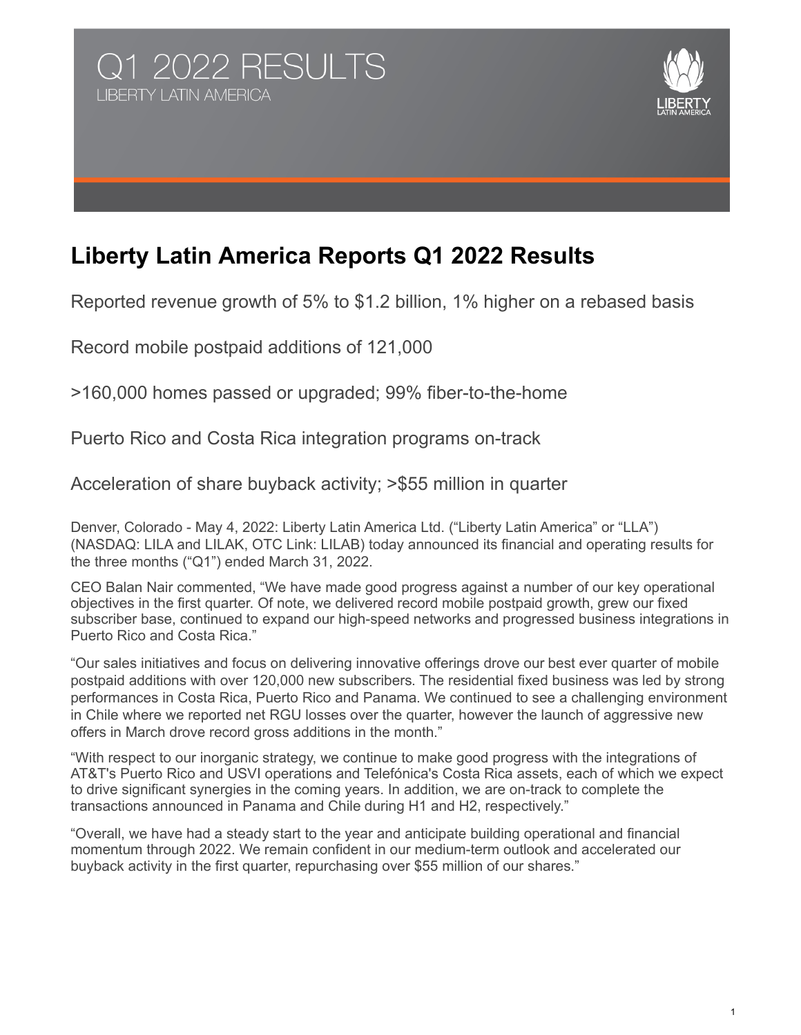Q1 2022 RESULTS

LIBERTY LATIN AMERICA

# Liberty Latin America Reports Q1 2022 Results

Reported revenue growth of 5% to $1.2 billion, 1% higher on a rebased basis

Record mobile postpaid additions of 121,000

>160,000 homes passed or upgraded; 99% fiber-to-the-home

Puerto Rico and Costa Rica integration programs on-track

Acceleration of share buyback activity; >$55 million in quarter

Denver, Colorado - May 4, 2022: Liberty Latin America Ltd. ("Liberty Latin America" or "LLA") (NASDAQ: LILA and LILAK, OTC Link: LILAB) today announced its financial and operating results for the three months ("Q1") ended March 31, 2022.

CEO Balan Nair commented, "We have made good progress against a number of our key operational objectives in the first quarter. Of note, we delivered record mobile postpaid growth, grew our fixed subscriber base, continued to expand our high-speed networks and progressed business integrations in Puerto Rico and Costa Rica."

"Our sales initiatives and focus on delivering innovative offerings drove our best ever quarter of mobile postpaid additions with over 120,000 new subscribers. The residential fixed business was led by strong performances in Costa Rica, Puerto Rico and Panama. We continued to see a challenging environment in Chile where we reported net RGU losses over the quarter, however the launch of aggressive new offers in March drove record gross additions in the month."

"With respect to our inorganic strategy, we continue to make good progress with the integrations of AT&T's Puerto Rico and USVI operations and Telefónica's Costa Rica assets, each of which we expect to drive significant synergies in the coming years. In addition, we are on-track to complete the transactions announced in Panama and Chile during H1 and H2, respectively."

"Overall, we have had a steady start to the year and anticipate building operational and financial momentum through 2022. We remain confident in our medium-term outlook and accelerated our buyback activity in the first quarter, repurchasing over $55 million of our shares."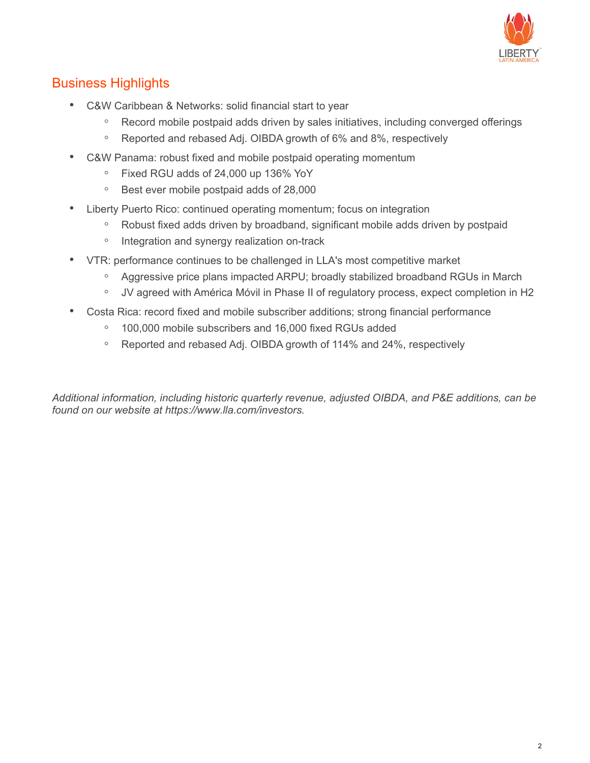## Business Highlights

- C&W Caribbean & Networks: solid financial start to year
    - Record mobile postpaid adds driven by sales initiatives, including converged offerings
    - Reported and rebased Adj. OIBDA growth of 6% and 8%, respectively
- C&W Panama: robust fixed and mobile postpaid operating momentum
    - Fixed RGU adds of 24,000 up 136% YoY
    - Best ever mobile postpaid adds of 28,000
- Liberty Puerto Rico: continued operating momentum; focus on integration
    - Robust fixed adds driven by broadband, significant mobile adds driven by postpaid
    - Integration and synergy realization on-track
- VTR: performance continues to be challenged in LLA's most competitive market
    - Aggressive price plans impacted ARPU; broadly stabilized broadband RGUs in March
    - JV agreed with América Móvil in Phase II of regulatory process, expect completion in H2
- Costa Rica: record fixed and mobile subscriber additions; strong financial performance
    - 100,000 mobile subscribers and 16,000 fixed RGUs added
    - Reported and rebased Adj. OIBDA growth of 114% and 24%, respectively

*Additional information, including historic quarterly revenue, adjusted OIBDA, and P&E additions, can be found on our website at https://www.lla.com/investors.*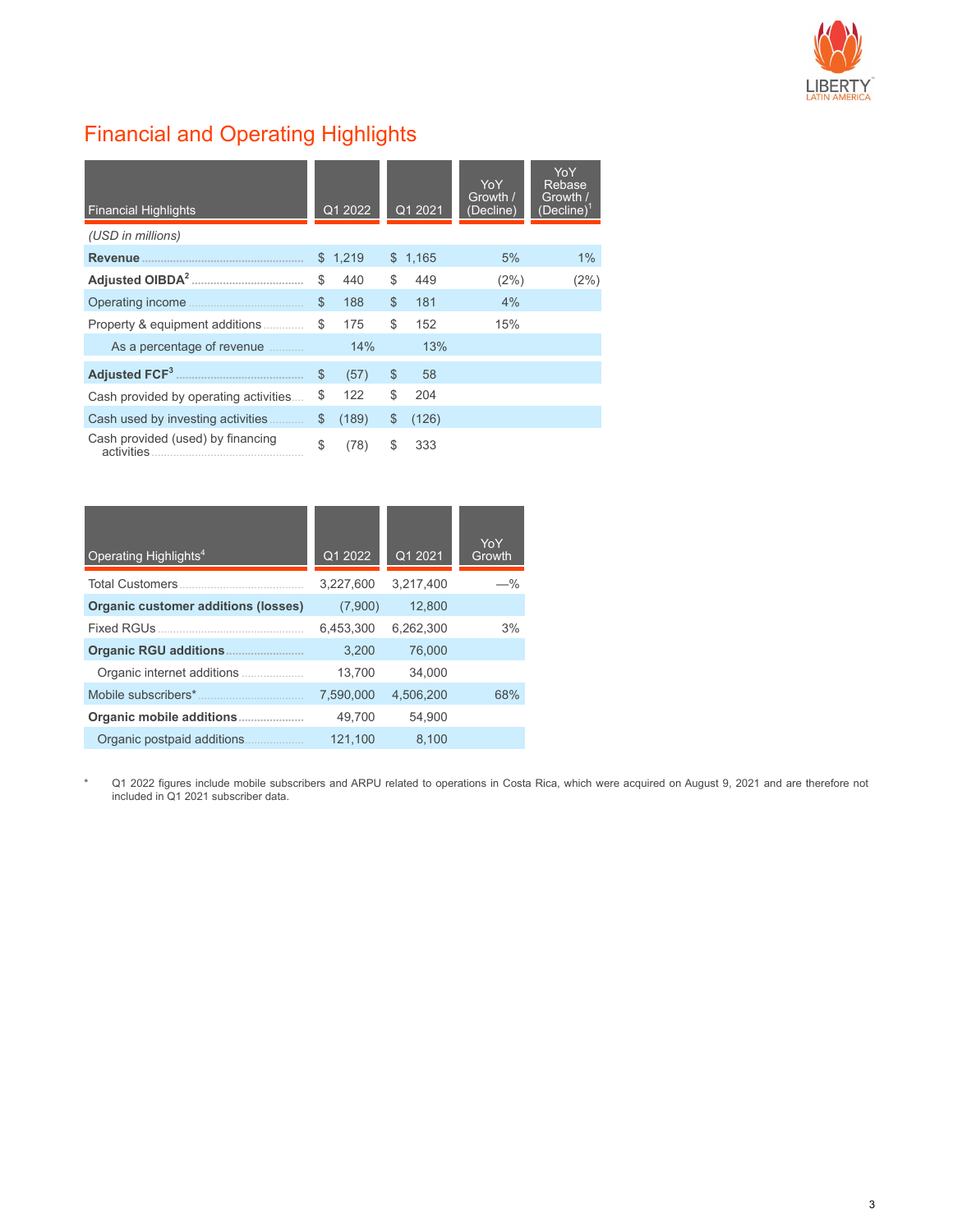## Financial and Operating Highlights

| Financial Highlights | Q1 2022 | Q1 2021 | YoY Growth / (Decline) | YoY Rebase Growth / (Decline)[1] |
|---|---|---|---|---|
| *(USD in millions)* | | | | |
| **Revenue** | $ 1,219 | $ 1,165 | 5% | 1% |
| **Adjusted OIBDA[2]** | $ 440 | $ 449 | (2%) | (2%) |
| Operating income | $ 188 | $ 181 | 4% | |
| Property & equipment additions | $ 175 | $ 152 | 15% | |
| As a percentage of revenue | 14% | 13% | | |
| **Adjusted FCF[3]** | $ (57) | $ 58 | | |
| Cash provided by operating activities | $ 122 | $ 204 | | |
| Cash used by investing activities | $ (189) | $ (126) | | |
| Cash provided (used) by financing activities | $ (78) | $ 333 | | |

| Operating Highlights[4] | Q1 2022 | Q1 2021 | YoY Growth |
|---|---|---|---|
| Total Customers | 3,227,600 | 3,217,400 | —% |
| **Organic customer additions (losses)** | (7,900) | 12,800 | |
| Fixed RGUs | 6,453,300 | 6,262,300 | 3% |
| **Organic RGU additions** | 3,200 | 76,000 | |
| Organic internet additions | 13,700 | 34,000 | |
| Mobile subscribers* | 7,590,000 | 4,506,200 | 68% |
| **Organic mobile additions** | 49,700 | 54,900 | |
| Organic postpaid additions | 121,100 | 8,100 | |

\* Q1 2022 figures include mobile subscribers and ARPU related to operations in Costa Rica, which were acquired on August 9, 2021 and are therefore not included in Q1 2021 subscriber data.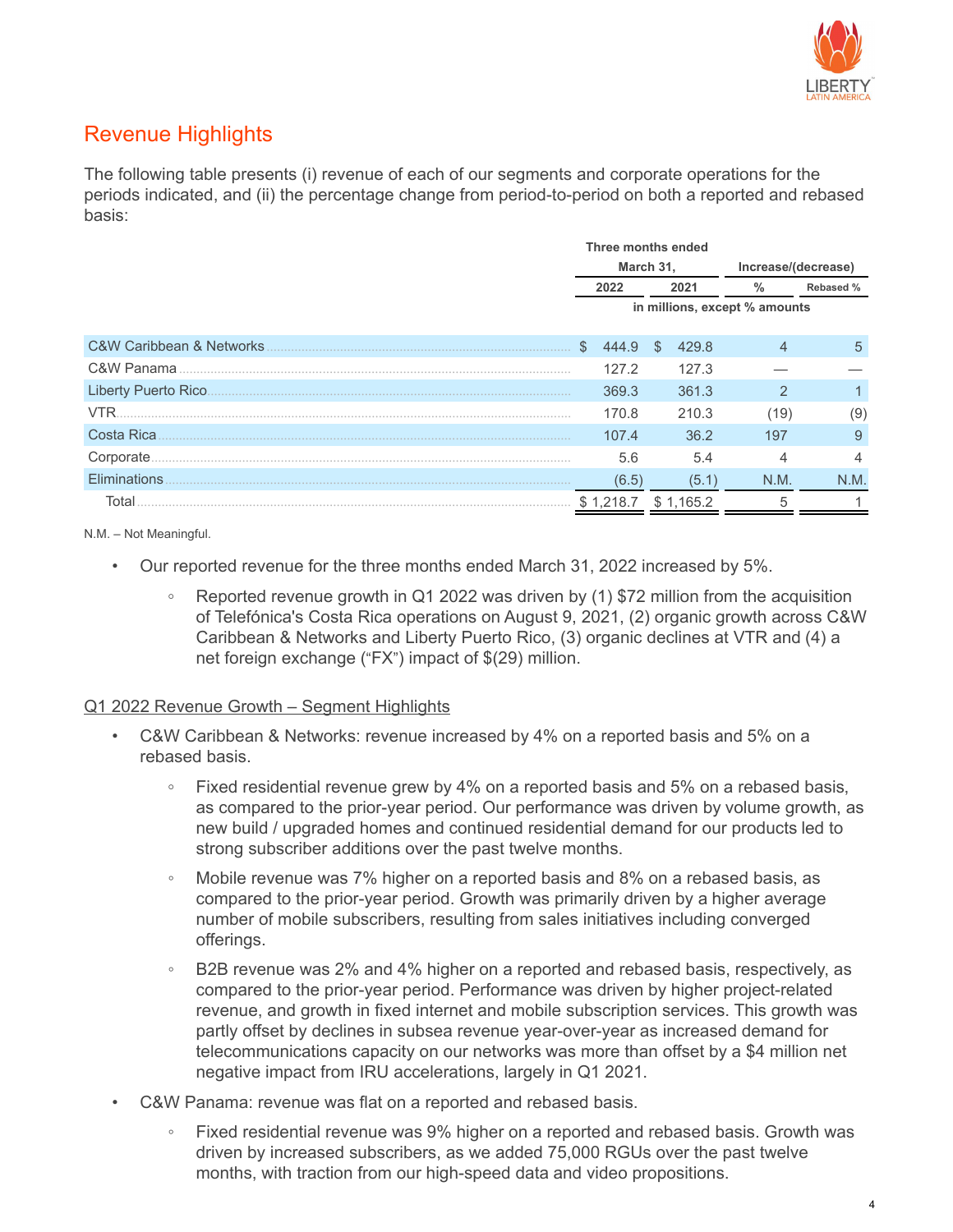## Revenue Highlights

The following table presents (i) revenue of each of our segments and corporate operations for the periods indicated, and (ii) the percentage change from period-to-period on both a reported and rebased basis:

| | Three months ended March 31, | | Increase/(decrease) | |
|---|---|---|---|---|
| | 2022 | 2021 | % | Rebased % |
| | in millions, except % amounts | | | |
| C&W Caribbean & Networks | $ 444.9 | $ 429.8 | 4 | 5 |
| C&W Panama | 127.2 | 127.3 | — | — |
| Liberty Puerto Rico | 369.3 | 361.3 | 2 | 1 |
| VTR | 170.8 | 210.3 | (19) | (9) |
| Costa Rica | 107.4 | 36.2 | 197 | 9 |
| Corporate | 5.6 | 5.4 | 4 | 4 |
| Eliminations | (6.5) | (5.1) | N.M. | N.M. |
| Total | $ 1,218.7 | $ 1,165.2 | 5 | 1 |

N.M. – Not Meaningful.

- Our reported revenue for the three months ended March 31, 2022 increased by 5%.
  - Reported revenue growth in Q1 2022 was driven by (1) $72 million from the acquisition of Telefónica's Costa Rica operations on August 9, 2021, (2) organic growth across C&W Caribbean & Networks and Liberty Puerto Rico, (3) organic declines at VTR and (4) a net foreign exchange ("FX") impact of $(29) million.

<u>Q1 2022 Revenue Growth – Segment Highlights</u>

- C&W Caribbean & Networks: revenue increased by 4% on a reported basis and 5% on a rebased basis.
  - Fixed residential revenue grew by 4% on a reported basis and 5% on a rebased basis, as compared to the prior-year period. Our performance was driven by volume growth, as new build / upgraded homes and continued residential demand for our products led to strong subscriber additions over the past twelve months.
  - Mobile revenue was 7% higher on a reported basis and 8% on a rebased basis, as compared to the prior-year period. Growth was primarily driven by a higher average number of mobile subscribers, resulting from sales initiatives including converged offerings.
  - B2B revenue was 2% and 4% higher on a reported and rebased basis, respectively, as compared to the prior-year period. Performance was driven by higher project-related revenue, and growth in fixed internet and mobile subscription services. This growth was partly offset by declines in subsea revenue year-over-year as increased demand for telecommunications capacity on our networks was more than offset by a $4 million net negative impact from IRU accelerations, largely in Q1 2021.
- C&W Panama: revenue was flat on a reported and rebased basis.
  - Fixed residential revenue was 9% higher on a reported and rebased basis. Growth was driven by increased subscribers, as we added 75,000 RGUs over the past twelve months, with traction from our high-speed data and video propositions.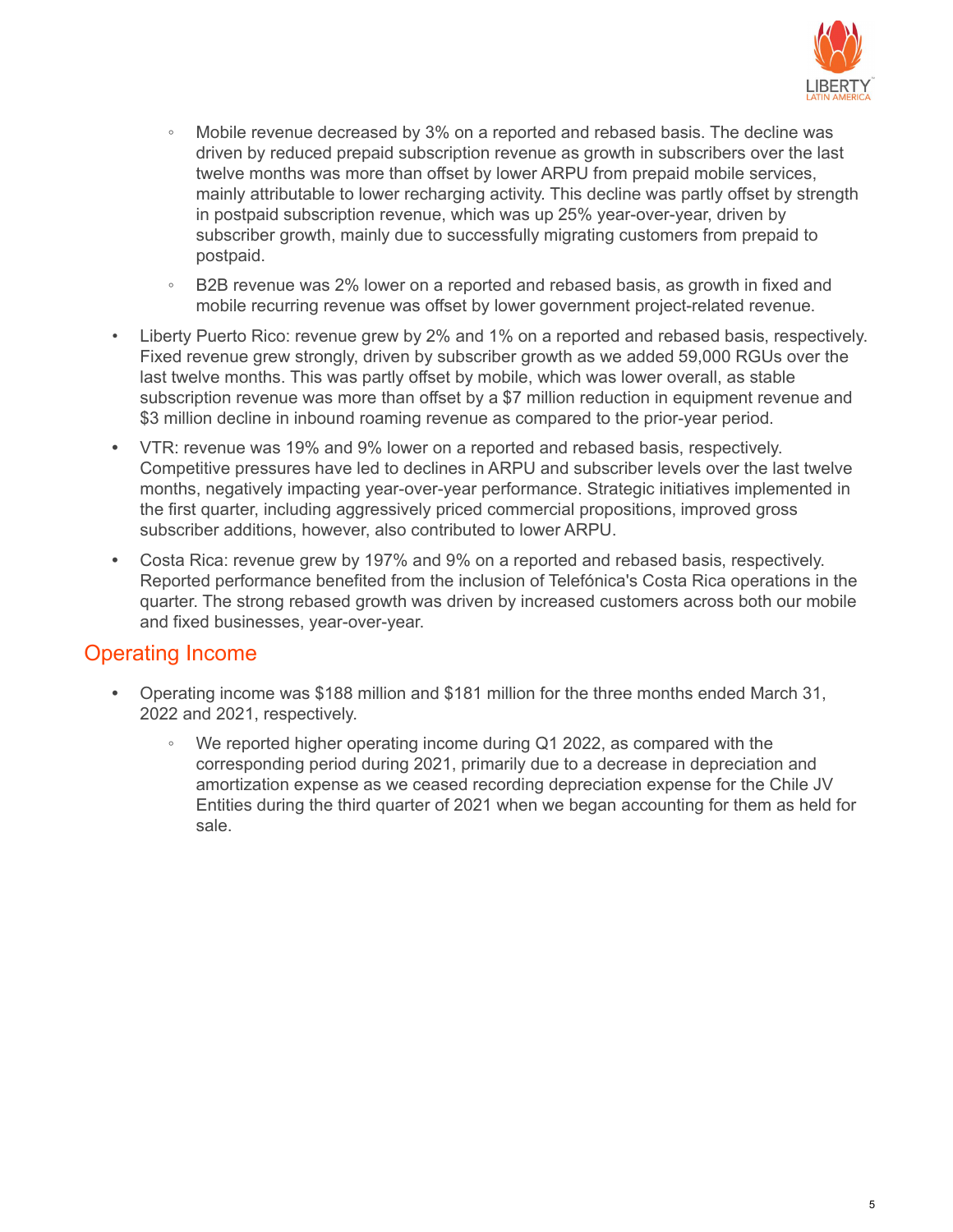- Mobile revenue decreased by 3% on a reported and rebased basis. The decline was driven by reduced prepaid subscription revenue as growth in subscribers over the last twelve months was more than offset by lower ARPU from prepaid mobile services, mainly attributable to lower recharging activity. This decline was partly offset by strength in postpaid subscription revenue, which was up 25% year-over-year, driven by subscriber growth, mainly due to successfully migrating customers from prepaid to postpaid.
  - B2B revenue was 2% lower on a reported and rebased basis, as growth in fixed and mobile recurring revenue was offset by lower government project-related revenue.
- Liberty Puerto Rico: revenue grew by 2% and 1% on a reported and rebased basis, respectively. Fixed revenue grew strongly, driven by subscriber growth as we added 59,000 RGUs over the last twelve months. This was partly offset by mobile, which was lower overall, as stable subscription revenue was more than offset by a $7 million reduction in equipment revenue and $3 million decline in inbound roaming revenue as compared to the prior-year period.
- VTR: revenue was 19% and 9% lower on a reported and rebased basis, respectively. Competitive pressures have led to declines in ARPU and subscriber levels over the last twelve months, negatively impacting year-over-year performance. Strategic initiatives implemented in the first quarter, including aggressively priced commercial propositions, improved gross subscriber additions, however, also contributed to lower ARPU.
- Costa Rica: revenue grew by 197% and 9% on a reported and rebased basis, respectively. Reported performance benefited from the inclusion of Telefónica's Costa Rica operations in the quarter. The strong rebased growth was driven by increased customers across both our mobile and fixed businesses, year-over-year.

## Operating Income

- Operating income was $188 million and $181 million for the three months ended March 31, 2022 and 2021, respectively.
  - We reported higher operating income during Q1 2022, as compared with the corresponding period during 2021, primarily due to a decrease in depreciation and amortization expense as we ceased recording depreciation expense for the Chile JV Entities during the third quarter of 2021 when we began accounting for them as held for sale.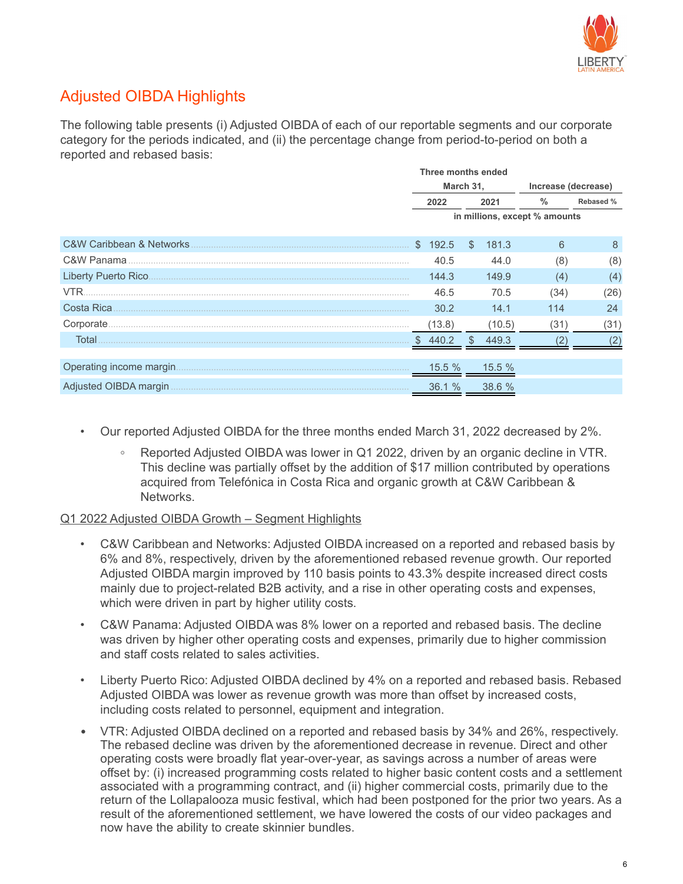## Adjusted OIBDA Highlights

The following table presents (i) Adjusted OIBDA of each of our reportable segments and our corporate category for the periods indicated, and (ii) the percentage change from period-to-period on both a reported and rebased basis:

| | Three months ended March 31, | | Increase (decrease) | |
|---|---|---|---|---|
| | 2022 | 2021 | % | Rebased % |
| | in millions, except % amounts | | | |
| C&W Caribbean & Networks | $ 192.5 | $ 181.3 | 6 | 8 |
| C&W Panama | 40.5 | 44.0 | (8) | (8) |
| Liberty Puerto Rico | 144.3 | 149.9 | (4) | (4) |
| VTR | 46.5 | 70.5 | (34) | (26) |
| Costa Rica | 30.2 | 14.1 | 114 | 24 |
| Corporate | (13.8) | (10.5) | (31) | (31) |
| Total | $ 440.2 | $ 449.3 | (2) | (2) |
| Operating income margin | 15.5 % | 15.5 % | | |
| Adjusted OIBDA margin | 36.1 % | 38.6 % | | |

- Our reported Adjusted OIBDA for the three months ended March 31, 2022 decreased by 2%.
  - Reported Adjusted OIBDA was lower in Q1 2022, driven by an organic decline in VTR. This decline was partially offset by the addition of $17 million contributed by operations acquired from Telefónica in Costa Rica and organic growth at C&W Caribbean & Networks.

Q1 2022 Adjusted OIBDA Growth – Segment Highlights

- C&W Caribbean and Networks: Adjusted OIBDA increased on a reported and rebased basis by 6% and 8%, respectively, driven by the aforementioned rebased revenue growth. Our reported Adjusted OIBDA margin improved by 110 basis points to 43.3% despite increased direct costs mainly due to project-related B2B activity, and a rise in other operating costs and expenses, which were driven in part by higher utility costs.
- C&W Panama: Adjusted OIBDA was 8% lower on a reported and rebased basis. The decline was driven by higher other operating costs and expenses, primarily due to higher commission and staff costs related to sales activities.
- Liberty Puerto Rico: Adjusted OIBDA declined by 4% on a reported and rebased basis. Rebased Adjusted OIBDA was lower as revenue growth was more than offset by increased costs, including costs related to personnel, equipment and integration.
- VTR: Adjusted OIBDA declined on a reported and rebased basis by 34% and 26%, respectively. The rebased decline was driven by the aforementioned decrease in revenue. Direct and other operating costs were broadly flat year-over-year, as savings across a number of areas were offset by: (i) increased programming costs related to higher basic content costs and a settlement associated with a programming contract, and (ii) higher commercial costs, primarily due to the return of the Lollapalooza music festival, which had been postponed for the prior two years. As a result of the aforementioned settlement, we have lowered the costs of our video packages and now have the ability to create skinnier bundles.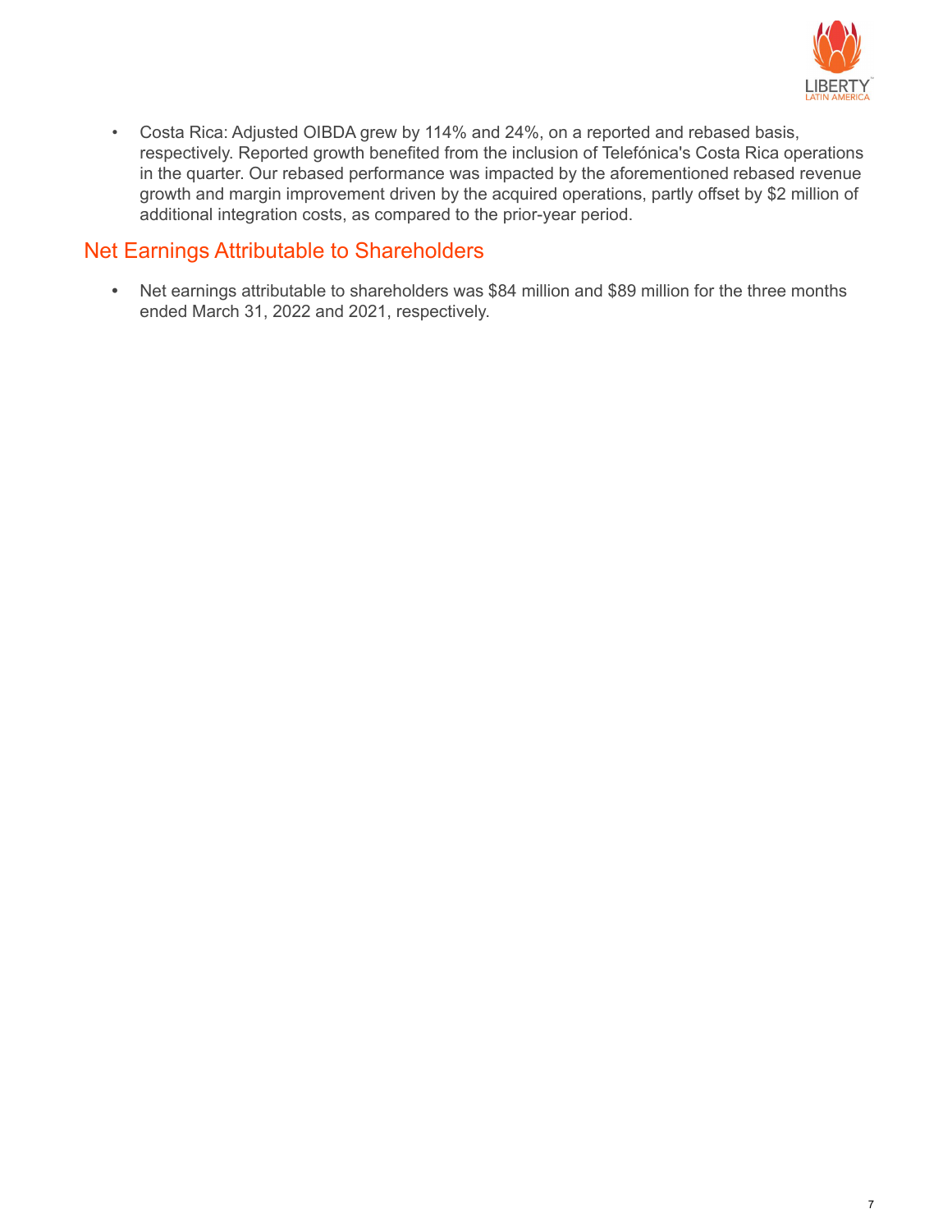- Costa Rica: Adjusted OIBDA grew by 114% and 24%, on a reported and rebased basis, respectively. Reported growth benefited from the inclusion of Telefónica's Costa Rica operations in the quarter. Our rebased performance was impacted by the aforementioned rebased revenue growth and margin improvement driven by the acquired operations, partly offset by $2 million of additional integration costs, as compared to the prior-year period.

## Net Earnings Attributable to Shareholders

- Net earnings attributable to shareholders was $84 million and $89 million for the three months ended March 31, 2022 and 2021, respectively.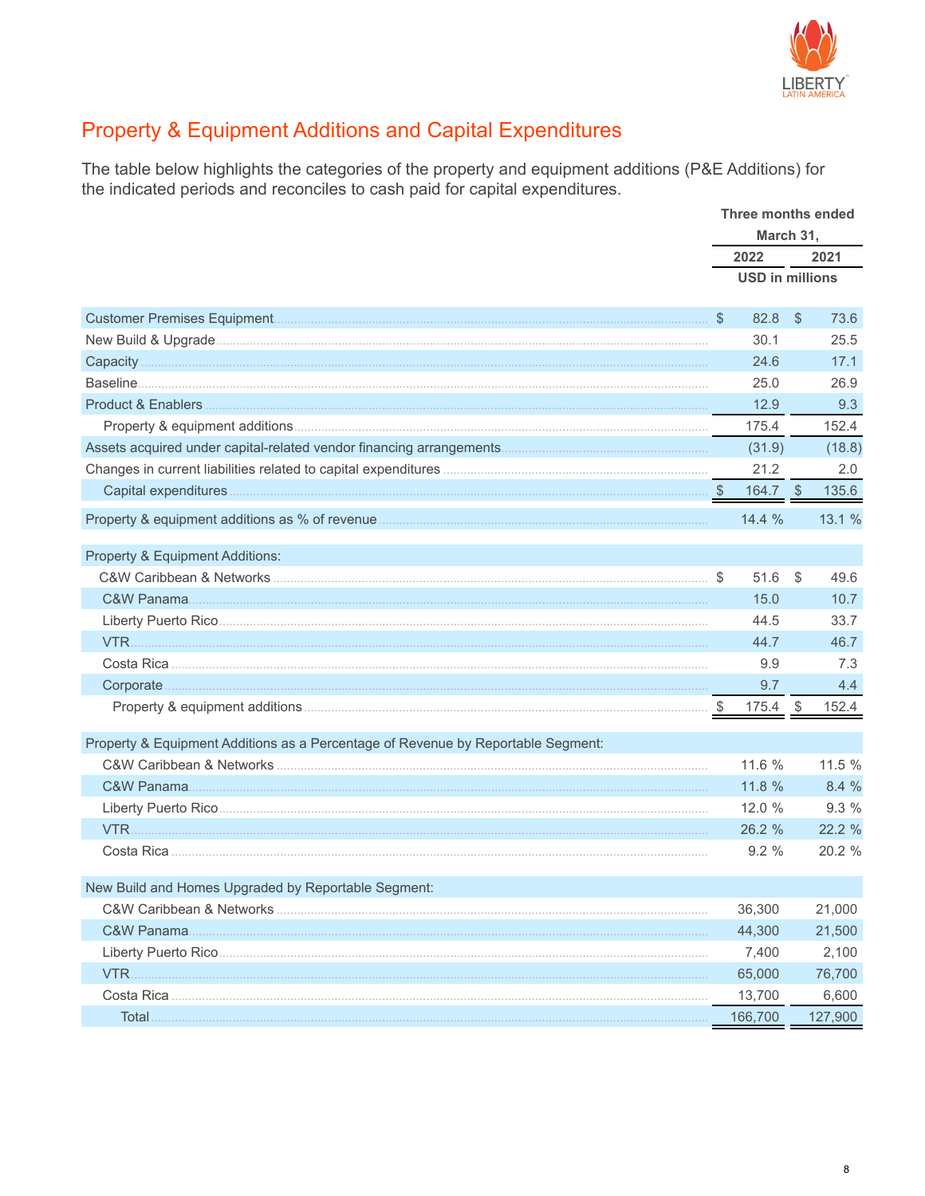## Property & Equipment Additions and Capital Expenditures

The table below highlights the categories of the property and equipment additions (P&E Additions) for the indicated periods and reconciles to cash paid for capital expenditures.

| | Three months ended March 31, | |
|---|---|---|
| | 2022 | 2021 |
| | USD in millions | |
| Customer Premises Equipment | $ 82.8 | $ 73.6 |
| New Build & Upgrade | 30.1 | 25.5 |
| Capacity | 24.6 | 17.1 |
| Baseline | 25.0 | 26.9 |
| Product & Enablers | 12.9 | 9.3 |
| Property & equipment additions | 175.4 | 152.4 |
| Assets acquired under capital-related vendor financing arrangements | (31.9) | (18.8) |
| Changes in current liabilities related to capital expenditures | 21.2 | 2.0 |
| Capital expenditures | $ 164.7 | $ 135.6 |
| Property & equipment additions as % of revenue | 14.4 % | 13.1 % |
| **Property & Equipment Additions:** | | |
| C&W Caribbean & Networks | $ 51.6 | $ 49.6 |
| C&W Panama | 15.0 | 10.7 |
| Liberty Puerto Rico | 44.5 | 33.7 |
| VTR | 44.7 | 46.7 |
| Costa Rica | 9.9 | 7.3 |
| Corporate | 9.7 | 4.4 |
| Property & equipment additions | $ 175.4 | $ 152.4 |
| **Property & Equipment Additions as a Percentage of Revenue by Reportable Segment:** | | |
| C&W Caribbean & Networks | 11.6 % | 11.5 % |
| C&W Panama | 11.8 % | 8.4 % |
| Liberty Puerto Rico | 12.0 % | 9.3 % |
| VTR | 26.2 % | 22.2 % |
| Costa Rica | 9.2 % | 20.2 % |
| **New Build and Homes Upgraded by Reportable Segment:** | | |
| C&W Caribbean & Networks | 36,300 | 21,000 |
| C&W Panama | 44,300 | 21,500 |
| Liberty Puerto Rico | 7,400 | 2,100 |
| VTR | 65,000 | 76,700 |
| Costa Rica | 13,700 | 6,600 |
| Total | 166,700 | 127,900 |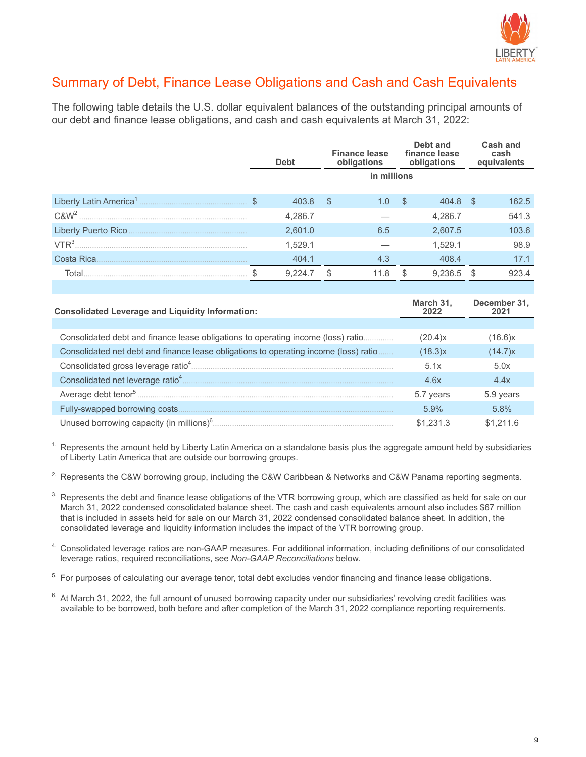## Summary of Debt, Finance Lease Obligations and Cash and Cash Equivalents

The following table details the U.S. dollar equivalent balances of the outstanding principal amounts of our debt and finance lease obligations, and cash and cash equivalents at March 31, 2022:

| | Debt | Finance lease obligations | Debt and finance lease obligations | Cash and cash equivalents |
|---|---|---|---|---|
| | in millions | | | |
| Liberty Latin America[1] | $ 403.8 | $ 1.0 | $ 404.8 | $ 162.5 |
| C&W[2] | 4,286.7 | — | 4,286.7 | 541.3 |
| Liberty Puerto Rico | 2,601.0 | 6.5 | 2,607.5 | 103.6 |
| VTR[3] | 1,529.1 | — | 1,529.1 | 98.9 |
| Costa Rica | 404.1 | 4.3 | 408.4 | 17.1 |
| Total | $ 9,224.7 | $ 11.8 | $ 9,236.5 | $ 923.4 |

| Consolidated Leverage and Liquidity Information: | March 31, 2022 | December 31, 2021 |
|---|---|---|
| Consolidated debt and finance lease obligations to operating income (loss) ratio | (20.4)x | (16.6)x |
| Consolidated net debt and finance lease obligations to operating income (loss) ratio | (18.3)x | (14.7)x |
| Consolidated gross leverage ratio[4] | 5.1x | 5.0x |
| Consolidated net leverage ratio[4] | 4.6x | 4.4x |
| Average debt tenor[5] | 5.7 years | 5.9 years |
| Fully-swapped borrowing costs | 5.9% | 5.8% |
| Unused borrowing capacity (in millions)[6] | $1,231.3 | $1,211.6 |

1. Represents the amount held by Liberty Latin America on a standalone basis plus the aggregate amount held by subsidiaries of Liberty Latin America that are outside our borrowing groups.

2. Represents the C&W borrowing group, including the C&W Caribbean & Networks and C&W Panama reporting segments.

3. Represents the debt and finance lease obligations of the VTR borrowing group, which are classified as held for sale on our March 31, 2022 condensed consolidated balance sheet. The cash and cash equivalents amount also includes $67 million that is included in assets held for sale on our March 31, 2022 condensed consolidated balance sheet. In addition, the consolidated leverage and liquidity information includes the impact of the VTR borrowing group.

4. Consolidated leverage ratios are non-GAAP measures. For additional information, including definitions of our consolidated leverage ratios, required reconciliations, see *Non-GAAP Reconciliations* below.

5. For purposes of calculating our average tenor, total debt excludes vendor financing and finance lease obligations.

6. At March 31, 2022, the full amount of unused borrowing capacity under our subsidiaries' revolving credit facilities was available to be borrowed, both before and after completion of the March 31, 2022 compliance reporting requirements.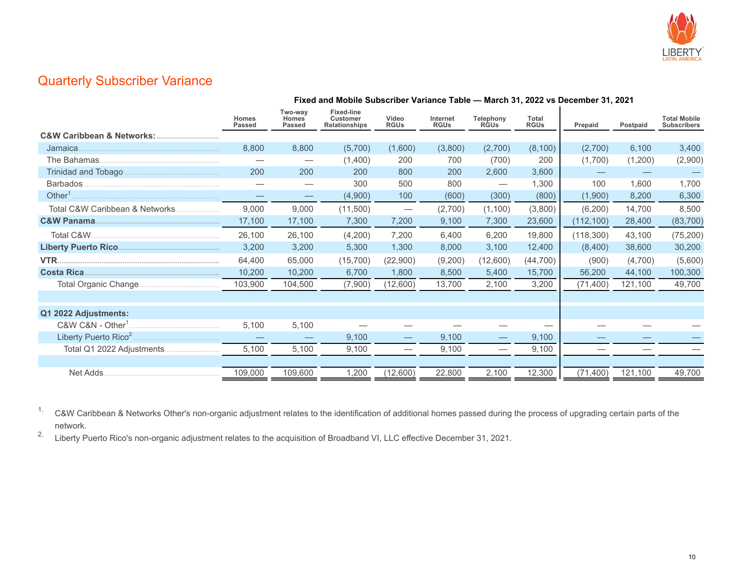## Quarterly Subscriber Variance

**Fixed and Mobile Subscriber Variance Table — March 31, 2022 vs December 31, 2021**

| | Homes Passed | Two-way Homes Passed | Fixed-line Customer Relationships | Video RGUs | Internet RGUs | Telephony RGUs | Total RGUs | Prepaid | Postpaid | Total Mobile Subscribers |
|---|---|---|---|---|---|---|---|---|---|---|
| **C&W Caribbean & Networks:** | | | | | | | | | | |
| Jamaica | 8,800 | 8,800 | (5,700) | (1,600) | (3,800) | (2,700) | (8,100) | (2,700) | 6,100 | 3,400 |
| The Bahamas | — | — | (1,400) | 200 | 700 | (700) | 200 | (1,700) | (1,200) | (2,900) |
| Trinidad and Tobago | 200 | 200 | 200 | 800 | 200 | 2,600 | 3,600 | — | — | — |
| Barbados | — | — | 300 | 500 | 800 | — | 1,300 | 100 | 1,600 | 1,700 |
| Other[1] | — | — | (4,900) | 100 | (600) | (300) | (800) | (1,900) | 8,200 | 6,300 |
| Total C&W Caribbean & Networks | 9,000 | 9,000 | (11,500) | — | (2,700) | (1,100) | (3,800) | (6,200) | 14,700 | 8,500 |
| **C&W Panama** | 17,100 | 17,100 | 7,300 | 7,200 | 9,100 | 7,300 | 23,600 | (112,100) | 28,400 | (83,700) |
| Total C&W | 26,100 | 26,100 | (4,200) | 7,200 | 6,400 | 6,200 | 19,800 | (118,300) | 43,100 | (75,200) |
| **Liberty Puerto Rico** | 3,200 | 3,200 | 5,300 | 1,300 | 8,000 | 3,100 | 12,400 | (8,400) | 38,600 | 30,200 |
| **VTR** | 64,400 | 65,000 | (15,700) | (22,900) | (9,200) | (12,600) | (44,700) | (900) | (4,700) | (5,600) |
| **Costa Rica** | 10,200 | 10,200 | 6,700 | 1,800 | 8,500 | 5,400 | 15,700 | 56,200 | 44,100 | 100,300 |
| Total Organic Change | 103,900 | 104,500 | (7,900) | (12,600) | 13,700 | 2,100 | 3,200 | (71,400) | 121,100 | 49,700 |
| | | | | | | | | | | |
| **Q1 2022 Adjustments:** | | | | | | | | | | |
| C&W C&N - Other[1] | 5,100 | 5,100 | — | — | — | — | — | — | — | — |
| Liberty Puerto Rico[2] | — | — | 9,100 | — | 9,100 | — | 9,100 | — | — | — |
| Total Q1 2022 Adjustments | 5,100 | 5,100 | 9,100 | — | 9,100 | — | 9,100 | — | — | — |
| | | | | | | | | | | |
| Net Adds | 109,000 | 109,600 | 1,200 | (12,600) | 22,800 | 2,100 | 12,300 | (71,400) | 121,100 | 49,700 |

1. C&W Caribbean & Networks Other's non-organic adjustment relates to the identification of additional homes passed during the process of upgrading certain parts of the network.
2. Liberty Puerto Rico's non-organic adjustment relates to the acquisition of Broadband VI, LLC effective December 31, 2021.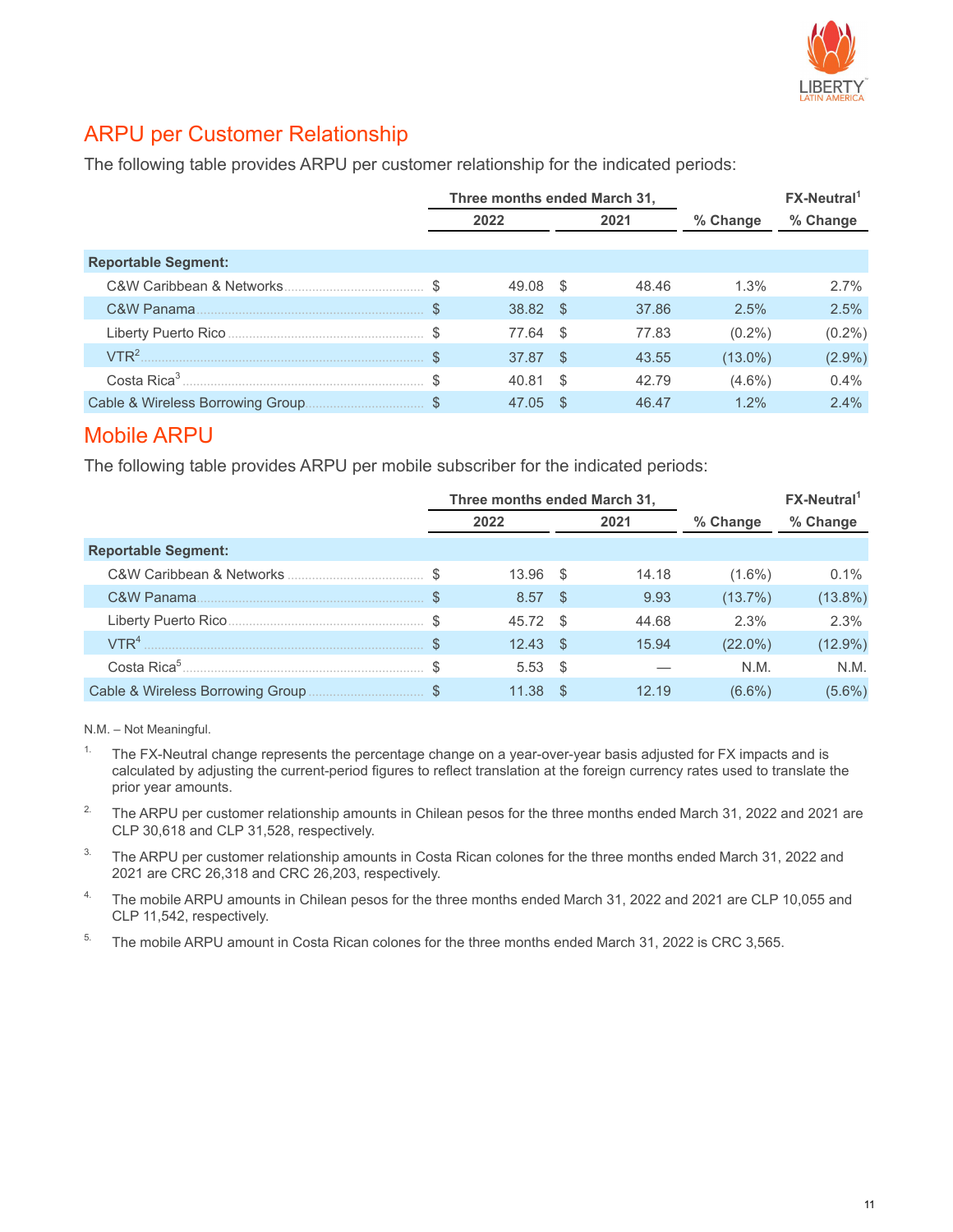## ARPU per Customer Relationship

The following table provides ARPU per customer relationship for the indicated periods:

| | Three months ended March 31, | | | FX-Neutral[1] |
|---|---|---|---|---|
| | 2022 | 2021 | % Change | % Change |
| **Reportable Segment:** | | | | |
| C&W Caribbean & Networks | $ 49.08 | $ 48.46 | 1.3% | 2.7% |
| C&W Panama | $ 38.82 | $ 37.86 | 2.5% | 2.5% |
| Liberty Puerto Rico | $ 77.64 | $ 77.83 | (0.2%) | (0.2%) |
| VTR[2] | $ 37.87 | $ 43.55 | (13.0%) | (2.9%) |
| Costa Rica[3] | $ 40.81 | $ 42.79 | (4.6%) | 0.4% |
| Cable & Wireless Borrowing Group | $ 47.05 | $ 46.47 | 1.2% | 2.4% |

## Mobile ARPU

The following table provides ARPU per mobile subscriber for the indicated periods:

| | Three months ended March 31, | | | FX-Neutral[1] |
|---|---|---|---|---|
| | 2022 | 2021 | % Change | % Change |
| **Reportable Segment:** | | | | |
| C&W Caribbean & Networks | $ 13.96 | $ 14.18 | (1.6%) | 0.1% |
| C&W Panama | $ 8.57 | $ 9.93 | (13.7%) | (13.8%) |
| Liberty Puerto Rico | $ 45.72 | $ 44.68 | 2.3% | 2.3% |
| VTR[4] | $ 12.43 | $ 15.94 | (22.0%) | (12.9%) |
| Costa Rica[5] | $ 5.53 | $ — | N.M. | N.M. |
| Cable & Wireless Borrowing Group | $ 11.38 | $ 12.19 | (6.6%) | (5.6%) |

N.M. – Not Meaningful.

1. The FX-Neutral change represents the percentage change on a year-over-year basis adjusted for FX impacts and is calculated by adjusting the current-period figures to reflect translation at the foreign currency rates used to translate the prior year amounts.
2. The ARPU per customer relationship amounts in Chilean pesos for the three months ended March 31, 2022 and 2021 are CLP 30,618 and CLP 31,528, respectively.
3. The ARPU per customer relationship amounts in Costa Rican colones for the three months ended March 31, 2022 and 2021 are CRC 26,318 and CRC 26,203, respectively.
4. The mobile ARPU amounts in Chilean pesos for the three months ended March 31, 2022 and 2021 are CLP 10,055 and CLP 11,542, respectively.
5. The mobile ARPU amount in Costa Rican colones for the three months ended March 31, 2022 is CRC 3,565.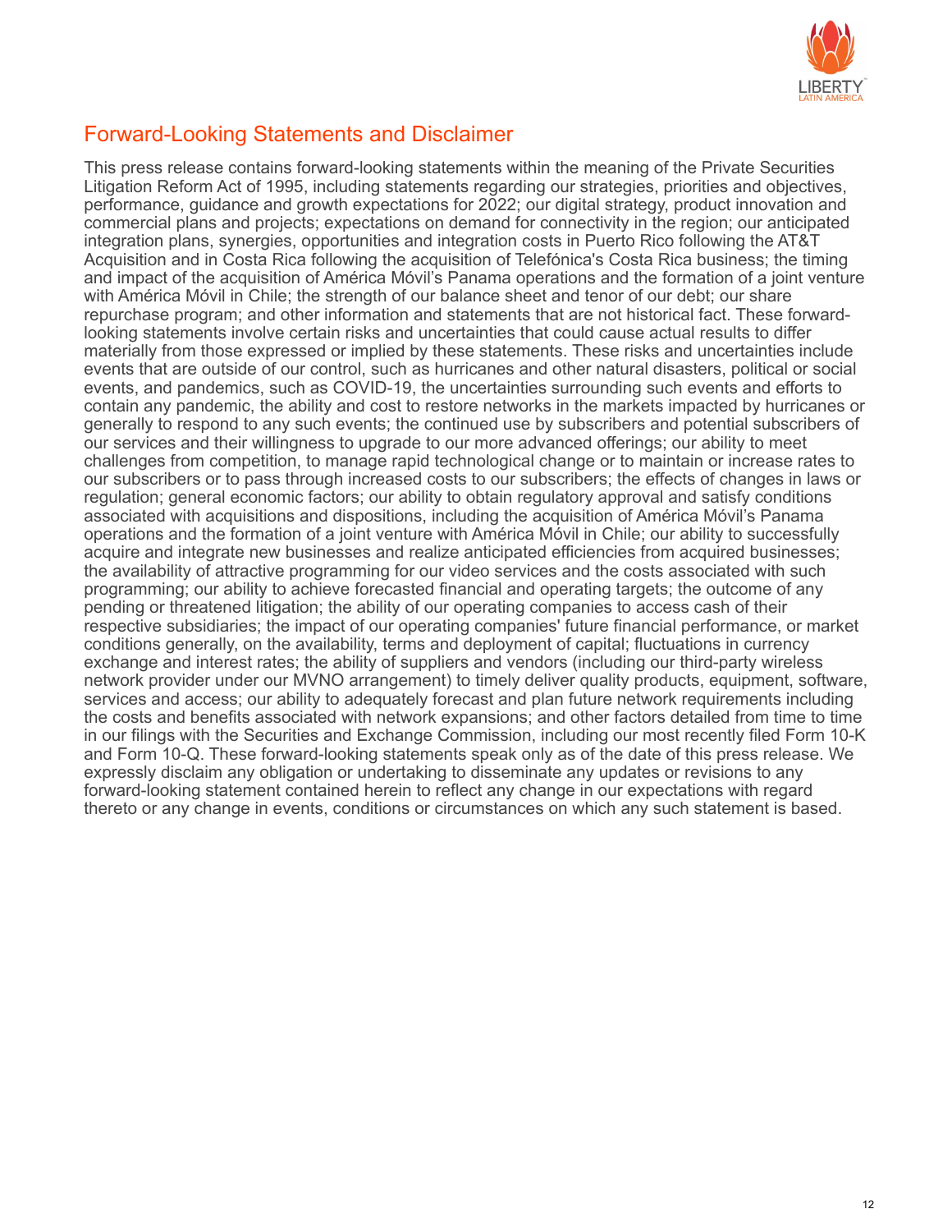## Forward-Looking Statements and Disclaimer

This press release contains forward-looking statements within the meaning of the Private Securities Litigation Reform Act of 1995, including statements regarding our strategies, priorities and objectives, performance, guidance and growth expectations for 2022; our digital strategy, product innovation and commercial plans and projects; expectations on demand for connectivity in the region; our anticipated integration plans, synergies, opportunities and integration costs in Puerto Rico following the AT&T Acquisition and in Costa Rica following the acquisition of Telefónica's Costa Rica business; the timing and impact of the acquisition of América Móvil's Panama operations and the formation of a joint venture with América Móvil in Chile; the strength of our balance sheet and tenor of our debt; our share repurchase program; and other information and statements that are not historical fact. These forward-looking statements involve certain risks and uncertainties that could cause actual results to differ materially from those expressed or implied by these statements. These risks and uncertainties include events that are outside of our control, such as hurricanes and other natural disasters, political or social events, and pandemics, such as COVID-19, the uncertainties surrounding such events and efforts to contain any pandemic, the ability and cost to restore networks in the markets impacted by hurricanes or generally to respond to any such events; the continued use by subscribers and potential subscribers of our services and their willingness to upgrade to our more advanced offerings; our ability to meet challenges from competition, to manage rapid technological change or to maintain or increase rates to our subscribers or to pass through increased costs to our subscribers; the effects of changes in laws or regulation; general economic factors; our ability to obtain regulatory approval and satisfy conditions associated with acquisitions and dispositions, including the acquisition of América Móvil's Panama operations and the formation of a joint venture with América Móvil in Chile; our ability to successfully acquire and integrate new businesses and realize anticipated efficiencies from acquired businesses; the availability of attractive programming for our video services and the costs associated with such programming; our ability to achieve forecasted financial and operating targets; the outcome of any pending or threatened litigation; the ability of our operating companies to access cash of their respective subsidiaries; the impact of our operating companies' future financial performance, or market conditions generally, on the availability, terms and deployment of capital; fluctuations in currency exchange and interest rates; the ability of suppliers and vendors (including our third-party wireless network provider under our MVNO arrangement) to timely deliver quality products, equipment, software, services and access; our ability to adequately forecast and plan future network requirements including the costs and benefits associated with network expansions; and other factors detailed from time to time in our filings with the Securities and Exchange Commission, including our most recently filed Form 10-K and Form 10-Q. These forward-looking statements speak only as of the date of this press release. We expressly disclaim any obligation or undertaking to disseminate any updates or revisions to any forward-looking statement contained herein to reflect any change in our expectations with regard thereto or any change in events, conditions or circumstances on which any such statement is based.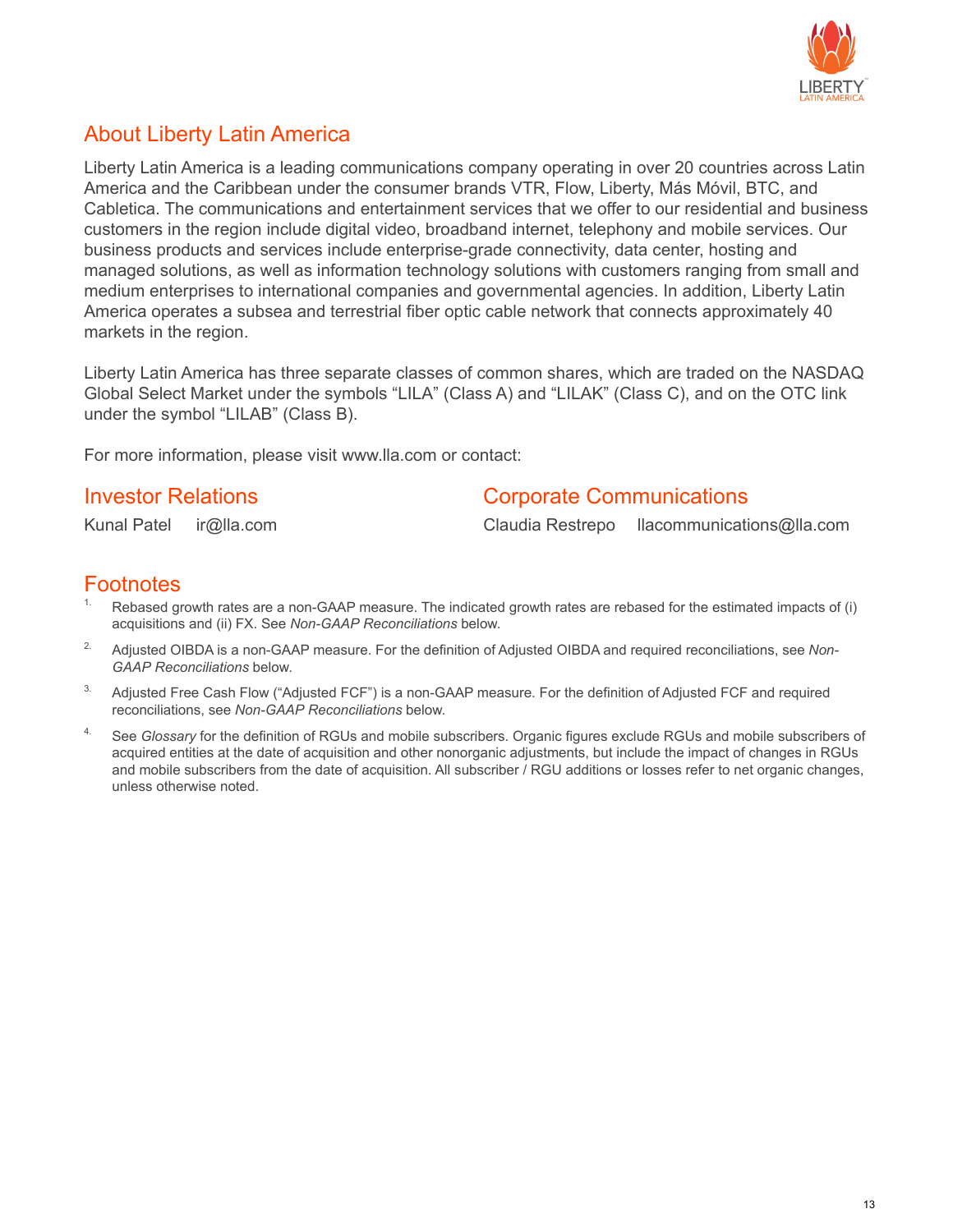## About Liberty Latin America

Liberty Latin America is a leading communications company operating in over 20 countries across Latin America and the Caribbean under the consumer brands VTR, Flow, Liberty, Más Móvil, BTC, and Cabletica. The communications and entertainment services that we offer to our residential and business customers in the region include digital video, broadband internet, telephony and mobile services. Our business products and services include enterprise-grade connectivity, data center, hosting and managed solutions, as well as information technology solutions with customers ranging from small and medium enterprises to international companies and governmental agencies. In addition, Liberty Latin America operates a subsea and terrestrial fiber optic cable network that connects approximately 40 markets in the region.

Liberty Latin America has three separate classes of common shares, which are traded on the NASDAQ Global Select Market under the symbols "LILA" (Class A) and "LILAK" (Class C), and on the OTC link under the symbol "LILAB" (Class B).

For more information, please visit www.lla.com or contact:

## Investor Relations

Kunal Patel ir@lla.com

## Corporate Communications

Claudia Restrepo llacommunications@lla.com

## Footnotes

1. Rebased growth rates are a non-GAAP measure. The indicated growth rates are rebased for the estimated impacts of (i) acquisitions and (ii) FX. See *Non-GAAP Reconciliations* below.
2. Adjusted OIBDA is a non-GAAP measure. For the definition of Adjusted OIBDA and required reconciliations, see *Non-GAAP Reconciliations* below.
3. Adjusted Free Cash Flow ("Adjusted FCF") is a non-GAAP measure. For the definition of Adjusted FCF and required reconciliations, see *Non-GAAP Reconciliations* below.
4. See *Glossary* for the definition of RGUs and mobile subscribers. Organic figures exclude RGUs and mobile subscribers of acquired entities at the date of acquisition and other nonorganic adjustments, but include the impact of changes in RGUs and mobile subscribers from the date of acquisition. All subscriber / RGU additions or losses refer to net organic changes, unless otherwise noted.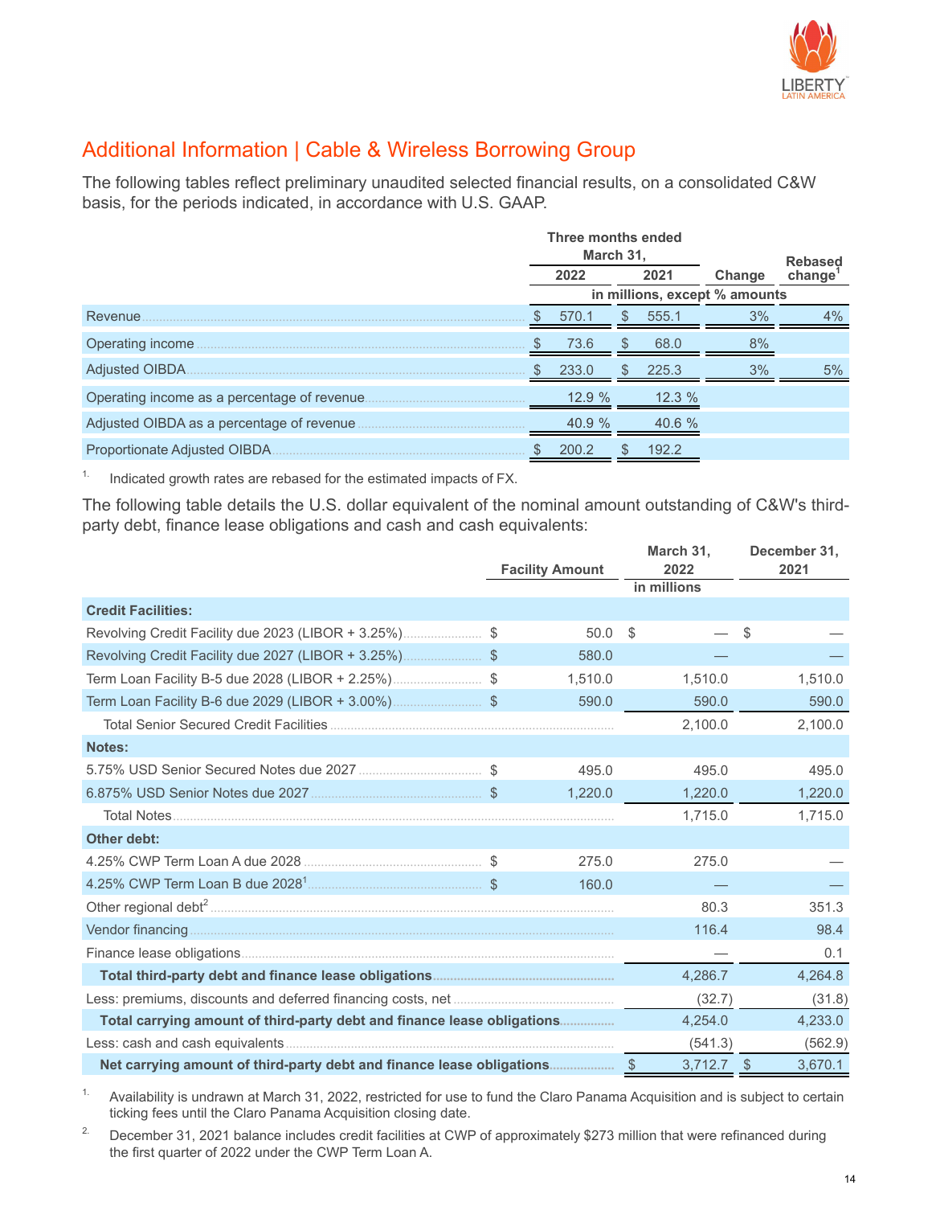## Additional Information | Cable & Wireless Borrowing Group

The following tables reflect preliminary unaudited selected financial results, on a consolidated C&W basis, for the periods indicated, in accordance with U.S. GAAP.

| | Three months ended March 31, 2022 | Three months ended March 31, 2021 | Change | Rebased change[1] |
|---|---|---|---|---|
| | in millions, except % amounts | | | |
| Revenue | $ 570.1 | $ 555.1 | 3% | 4% |
| Operating income | $ 73.6 | $ 68.0 | 8% | |
| Adjusted OIBDA | $ 233.0 | $ 225.3 | 3% | 5% |
| Operating income as a percentage of revenue | 12.9 % | 12.3 % | | |
| Adjusted OIBDA as a percentage of revenue | 40.9 % | 40.6 % | | |
| Proportionate Adjusted OIBDA | $ 200.2 | $ 192.2 | | |

1. Indicated growth rates are rebased for the estimated impacts of FX.

The following table details the U.S. dollar equivalent of the nominal amount outstanding of C&W's third-party debt, finance lease obligations and cash and cash equivalents:

| | Facility Amount | March 31, 2022 | December 31, 2021 |
|---|---|---|---|
| | | in millions | |
| **Credit Facilities:** | | | |
| Revolving Credit Facility due 2023 (LIBOR + 3.25%) | $ 50.0 | $ — | $ — |
| Revolving Credit Facility due 2027 (LIBOR + 3.25%) | $ 580.0 | — | — |
| Term Loan Facility B-5 due 2028 (LIBOR + 2.25%) | $ 1,510.0 | 1,510.0 | 1,510.0 |
| Term Loan Facility B-6 due 2029 (LIBOR + 3.00%) | $ 590.0 | 590.0 | 590.0 |
| Total Senior Secured Credit Facilities | | 2,100.0 | 2,100.0 |
| **Notes:** | | | |
| 5.75% USD Senior Secured Notes due 2027 | $ 495.0 | 495.0 | 495.0 |
| 6.875% USD Senior Notes due 2027 | $ 1,220.0 | 1,220.0 | 1,220.0 |
| Total Notes | | 1,715.0 | 1,715.0 |
| **Other debt:** | | | |
| 4.25% CWP Term Loan A due 2028 | $ 275.0 | 275.0 | — |
| 4.25% CWP Term Loan B due 2028[1] | $ 160.0 | — | — |
| Other regional debt[2] | | 80.3 | 351.3 |
| Vendor financing | | 116.4 | 98.4 |
| Finance lease obligations | | — | 0.1 |
| **Total third-party debt and finance lease obligations** | | 4,286.7 | 4,264.8 |
| Less: premiums, discounts and deferred financing costs, net | | (32.7) | (31.8) |
| **Total carrying amount of third-party debt and finance lease obligations** | | 4,254.0 | 4,233.0 |
| Less: cash and cash equivalents | | (541.3) | (562.9) |
| **Net carrying amount of third-party debt and finance lease obligations** | | $ 3,712.7 | $ 3,670.1 |

1. Availability is undrawn at March 31, 2022, restricted for use to fund the Claro Panama Acquisition and is subject to certain ticking fees until the Claro Panama Acquisition closing date.

2. December 31, 2021 balance includes credit facilities at CWP of approximately $273 million that were refinanced during the first quarter of 2022 under the CWP Term Loan A.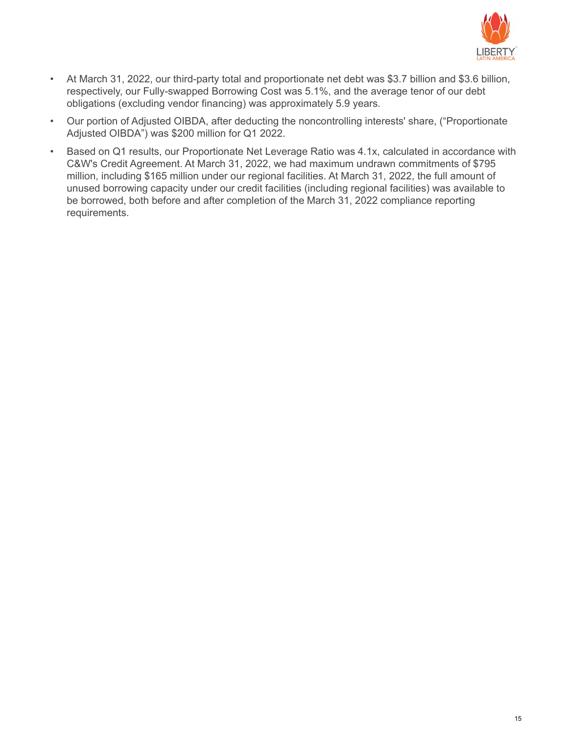- At March 31, 2022, our third-party total and proportionate net debt was $3.7 billion and $3.6 billion, respectively, our Fully-swapped Borrowing Cost was 5.1%, and the average tenor of our debt obligations (excluding vendor financing) was approximately 5.9 years.
- Our portion of Adjusted OIBDA, after deducting the noncontrolling interests' share, ("Proportionate Adjusted OIBDA") was $200 million for Q1 2022.
- Based on Q1 results, our Proportionate Net Leverage Ratio was 4.1x, calculated in accordance with C&W's Credit Agreement. At March 31, 2022, we had maximum undrawn commitments of $795 million, including $165 million under our regional facilities. At March 31, 2022, the full amount of unused borrowing capacity under our credit facilities (including regional facilities) was available to be borrowed, both before and after completion of the March 31, 2022 compliance reporting requirements.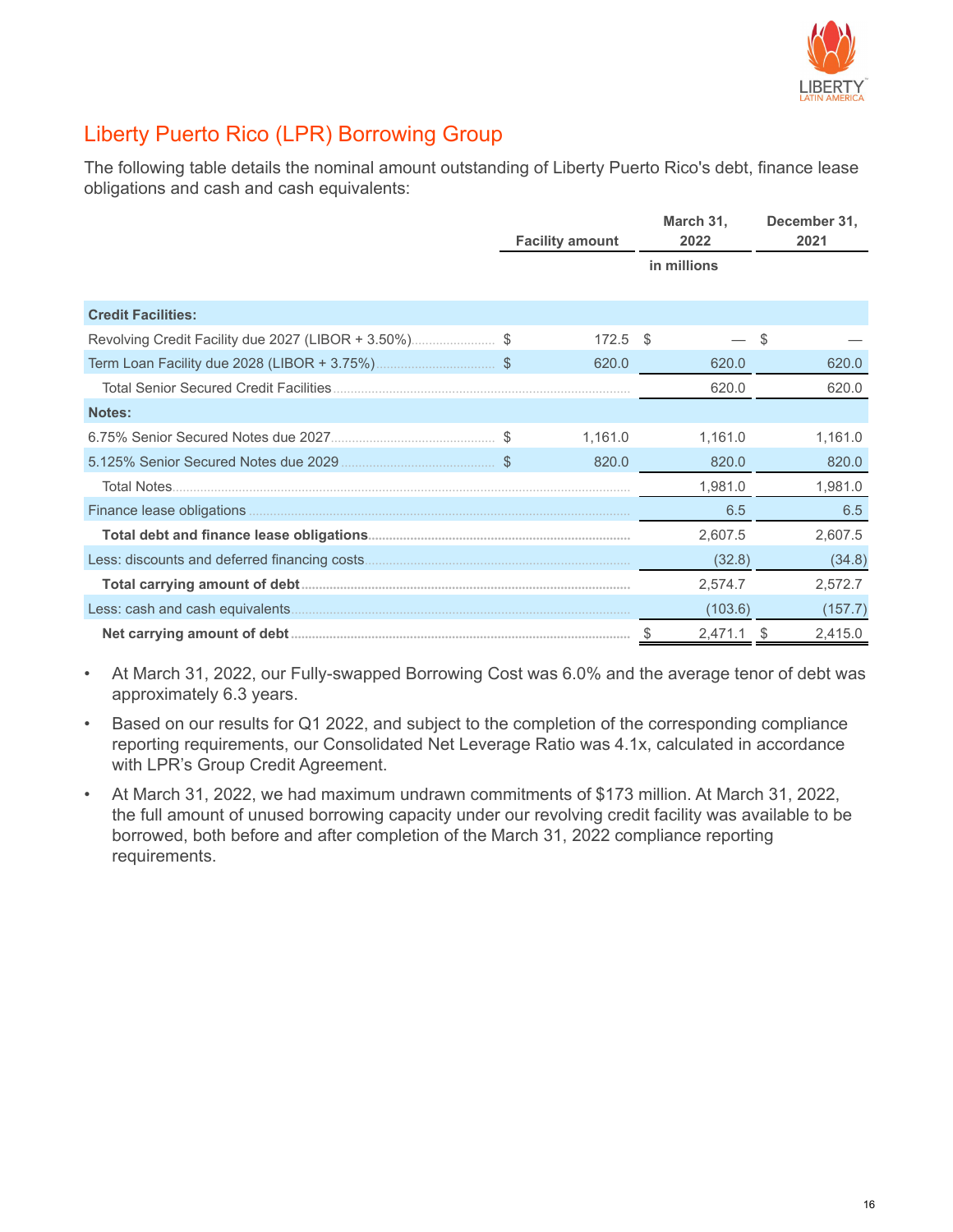## Liberty Puerto Rico (LPR) Borrowing Group

The following table details the nominal amount outstanding of Liberty Puerto Rico's debt, finance lease obligations and cash and cash equivalents:

| | Facility amount | March 31, 2022 | December 31, 2021 |
|---|---|---|---|
| | | in millions | |
| **Credit Facilities:** | | | |
| Revolving Credit Facility due 2027 (LIBOR + 3.50%) | $ 172.5 | $ — | $ — |
| Term Loan Facility due 2028 (LIBOR + 3.75%) | $ 620.0 | 620.0 | 620.0 |
| Total Senior Secured Credit Facilities | | 620.0 | 620.0 |
| **Notes:** | | | |
| 6.75% Senior Secured Notes due 2027 | $ 1,161.0 | 1,161.0 | 1,161.0 |
| 5.125% Senior Secured Notes due 2029 | $ 820.0 | 820.0 | 820.0 |
| Total Notes | | 1,981.0 | 1,981.0 |
| Finance lease obligations | | 6.5 | 6.5 |
| **Total debt and finance lease obligations** | | 2,607.5 | 2,607.5 |
| Less: discounts and deferred financing costs | | (32.8) | (34.8) |
| **Total carrying amount of debt** | | 2,574.7 | 2,572.7 |
| Less: cash and cash equivalents | | (103.6) | (157.7) |
| **Net carrying amount of debt** | | $ 2,471.1 | $ 2,415.0 |

- At March 31, 2022, our Fully-swapped Borrowing Cost was 6.0% and the average tenor of debt was approximately 6.3 years.
- Based on our results for Q1 2022, and subject to the completion of the corresponding compliance reporting requirements, our Consolidated Net Leverage Ratio was 4.1x, calculated in accordance with LPR's Group Credit Agreement.
- At March 31, 2022, we had maximum undrawn commitments of $173 million. At March 31, 2022, the full amount of unused borrowing capacity under our revolving credit facility was available to be borrowed, both before and after completion of the March 31, 2022 compliance reporting requirements.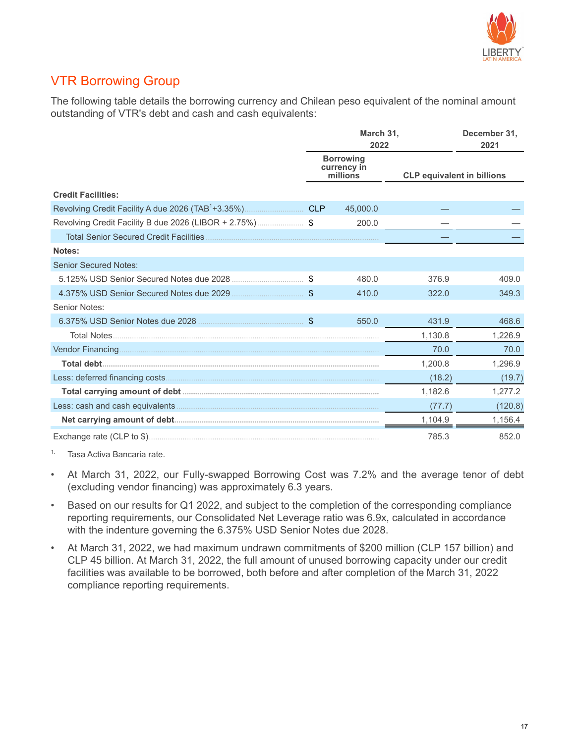## VTR Borrowing Group

The following table details the borrowing currency and Chilean peso equivalent of the nominal amount outstanding of VTR's debt and cash and cash equivalents:

| | March 31, 2022 | | | December 31, 2021 |
|---|---|---|---|---|
| | Borrowing currency in millions | | CLP equivalent in billions | |
| **Credit Facilities:** | | | | |
| Revolving Credit Facility A due 2026 (TAB[1]+3.35%) | CLP | 45,000.0 | — | — |
| Revolving Credit Facility B due 2026 (LIBOR + 2.75%) | $ | 200.0 | — | — |
| Total Senior Secured Credit Facilities | | | — | — |
| **Notes:** | | | | |
| Senior Secured Notes: | | | | |
| 5.125% USD Senior Secured Notes due 2028 | $ | 480.0 | 376.9 | 409.0 |
| 4.375% USD Senior Secured Notes due 2029 | $ | 410.0 | 322.0 | 349.3 |
| Senior Notes: | | | | |
| 6.375% USD Senior Notes due 2028 | $ | 550.0 | 431.9 | 468.6 |
| Total Notes | | | 1,130.8 | 1,226.9 |
| Vendor Financing | | | 70.0 | 70.0 |
| **Total debt** | | | 1,200.8 | 1,296.9 |
| Less: deferred financing costs | | | (18.2) | (19.7) |
| **Total carrying amount of debt** | | | 1,182.6 | 1,277.2 |
| Less: cash and cash equivalents | | | (77.7) | (120.8) |
| **Net carrying amount of debt** | | | 1,104.9 | 1,156.4 |
| Exchange rate (CLP to $) | | | 785.3 | 852.0 |

1. Tasa Activa Bancaria rate.

- At March 31, 2022, our Fully-swapped Borrowing Cost was 7.2% and the average tenor of debt (excluding vendor financing) was approximately 6.3 years.
- Based on our results for Q1 2022, and subject to the completion of the corresponding compliance reporting requirements, our Consolidated Net Leverage ratio was 6.9x, calculated in accordance with the indenture governing the 6.375% USD Senior Notes due 2028.
- At March 31, 2022, we had maximum undrawn commitments of $200 million (CLP 157 billion) and CLP 45 billion. At March 31, 2022, the full amount of unused borrowing capacity under our credit facilities was available to be borrowed, both before and after completion of the March 31, 2022 compliance reporting requirements.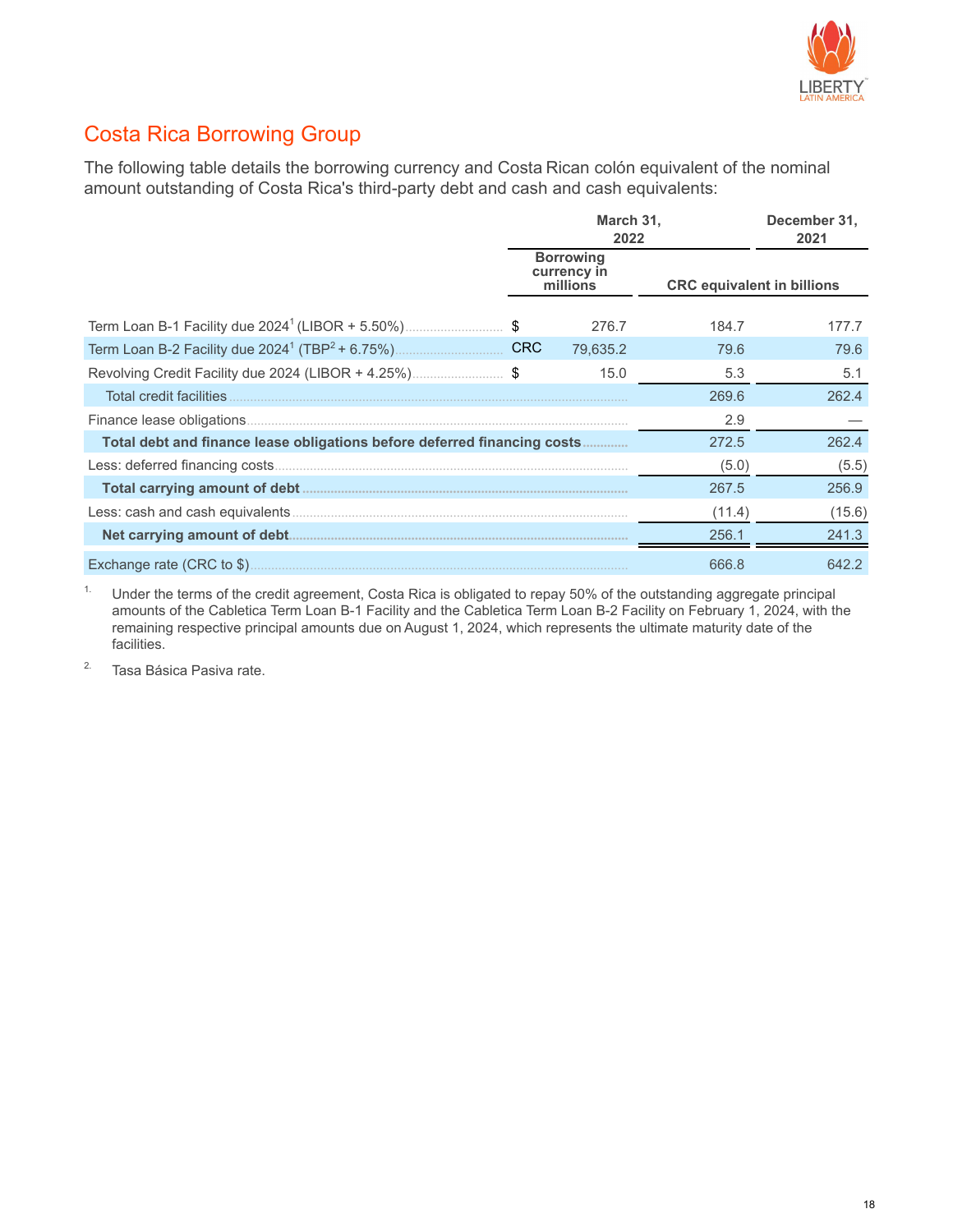## Costa Rica Borrowing Group

The following table details the borrowing currency and Costa Rican colón equivalent of the nominal amount outstanding of Costa Rica's third-party debt and cash and cash equivalents:

| | March 31, 2022 | | | December 31, 2021 |
|---|---|---|---|---|
| | Borrowing currency in millions | | CRC equivalent in billions | |
| Term Loan B-1 Facility due 2024[1] (LIBOR + 5.50%) | $ | 276.7 | 184.7 | 177.7 |
| Term Loan B-2 Facility due 2024[1] (TBP[2] + 6.75%) | CRC | 79,635.2 | 79.6 | 79.6 |
| Revolving Credit Facility due 2024 (LIBOR + 4.25%) | $ | 15.0 | 5.3 | 5.1 |
| Total credit facilities | | | 269.6 | 262.4 |
| Finance lease obligations | | | 2.9 | — |
| **Total debt and finance lease obligations before deferred financing costs** | | | 272.5 | 262.4 |
| Less: deferred financing costs | | | (5.0) | (5.5) |
| **Total carrying amount of debt** | | | 267.5 | 256.9 |
| Less: cash and cash equivalents | | | (11.4) | (15.6) |
| **Net carrying amount of debt** | | | 256.1 | 241.3 |
| Exchange rate (CRC to $) | | | 666.8 | 642.2 |

1. Under the terms of the credit agreement, Costa Rica is obligated to repay 50% of the outstanding aggregate principal amounts of the Cabletica Term Loan B-1 Facility and the Cabletica Term Loan B-2 Facility on February 1, 2024, with the remaining respective principal amounts due on August 1, 2024, which represents the ultimate maturity date of the facilities.

2. Tasa Básica Pasiva rate.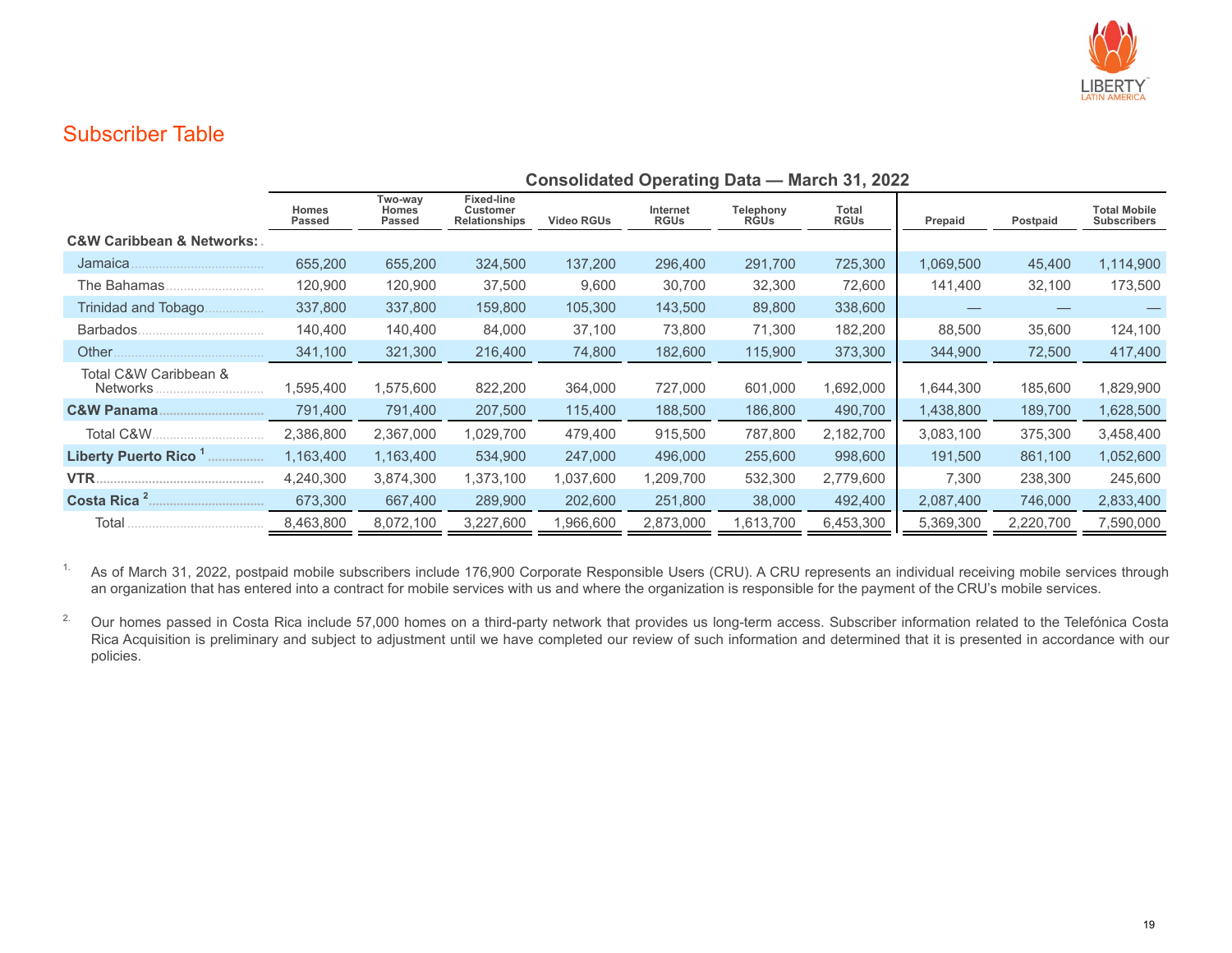## Subscriber Table

**Consolidated Operating Data — March 31, 2022**

| | Homes Passed | Two-way Homes Passed | Fixed-line Customer Relationships | Video RGUs | Internet RGUs | Telephony RGUs | Total RGUs | Prepaid | Postpaid | Total Mobile Subscribers |
|---|---|---|---|---|---|---|---|---|---|---|
| **C&W Caribbean & Networks:** | | | | | | | | | | |
| Jamaica | 655,200 | 655,200 | 324,500 | 137,200 | 296,400 | 291,700 | 725,300 | 1,069,500 | 45,400 | 1,114,900 |
| The Bahamas | 120,900 | 120,900 | 37,500 | 9,600 | 30,700 | 32,300 | 72,600 | 141,400 | 32,100 | 173,500 |
| Trinidad and Tobago | 337,800 | 337,800 | 159,800 | 105,300 | 143,500 | 89,800 | 338,600 | — | — | — |
| Barbados | 140,400 | 140,400 | 84,000 | 37,100 | 73,800 | 71,300 | 182,200 | 88,500 | 35,600 | 124,100 |
| Other | 341,100 | 321,300 | 216,400 | 74,800 | 182,600 | 115,900 | 373,300 | 344,900 | 72,500 | 417,400 |
| Total C&W Caribbean & Networks | 1,595,400 | 1,575,600 | 822,200 | 364,000 | 727,000 | 601,000 | 1,692,000 | 1,644,300 | 185,600 | 1,829,900 |
| **C&W Panama** | 791,400 | 791,400 | 207,500 | 115,400 | 188,500 | 186,800 | 490,700 | 1,438,800 | 189,700 | 1,628,500 |
| Total C&W | 2,386,800 | 2,367,000 | 1,029,700 | 479,400 | 915,500 | 787,800 | 2,182,700 | 3,083,100 | 375,300 | 3,458,400 |
| **Liberty Puerto Rico** [1] | 1,163,400 | 1,163,400 | 534,900 | 247,000 | 496,000 | 255,600 | 998,600 | 191,500 | 861,100 | 1,052,600 |
| **VTR** | 4,240,300 | 3,874,300 | 1,373,100 | 1,037,600 | 1,209,700 | 532,300 | 2,779,600 | 7,300 | 238,300 | 245,600 |
| **Costa Rica** [2] | 673,300 | 667,400 | 289,900 | 202,600 | 251,800 | 38,000 | 492,400 | 2,087,400 | 746,000 | 2,833,400 |
| Total | 8,463,800 | 8,072,100 | 3,227,600 | 1,966,600 | 2,873,000 | 1,613,700 | 6,453,300 | 5,369,300 | 2,220,700 | 7,590,000 |

1. As of March 31, 2022, postpaid mobile subscribers include 176,900 Corporate Responsible Users (CRU). A CRU represents an individual receiving mobile services through an organization that has entered into a contract for mobile services with us and where the organization is responsible for the payment of the CRU's mobile services.

2. Our homes passed in Costa Rica include 57,000 homes on a third-party network that provides us long-term access. Subscriber information related to the Telefónica Costa Rica Acquisition is preliminary and subject to adjustment until we have completed our review of such information and determined that it is presented in accordance with our policies.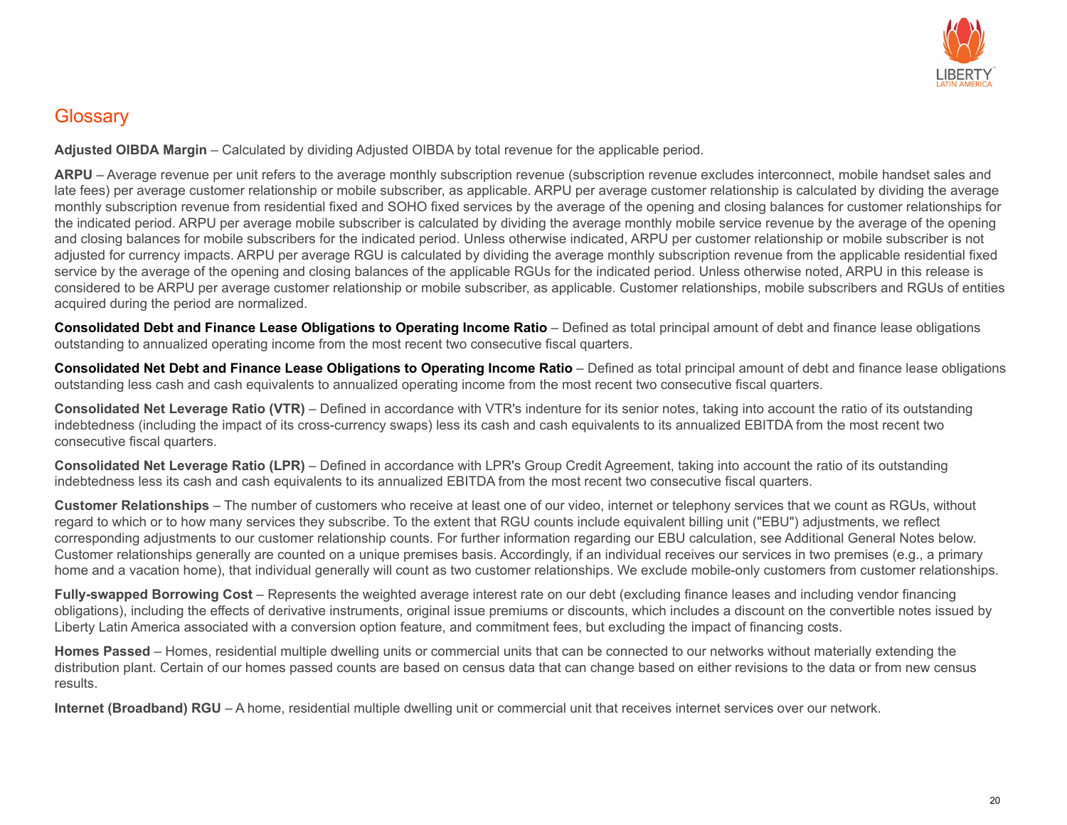## Glossary

**Adjusted OIBDA Margin** – Calculated by dividing Adjusted OIBDA by total revenue for the applicable period.

**ARPU** – Average revenue per unit refers to the average monthly subscription revenue (subscription revenue excludes interconnect, mobile handset sales and late fees) per average customer relationship or mobile subscriber, as applicable. ARPU per average customer relationship is calculated by dividing the average monthly subscription revenue from residential fixed and SOHO fixed services by the average of the opening and closing balances for customer relationships for the indicated period. ARPU per average mobile subscriber is calculated by dividing the average monthly mobile service revenue by the average of the opening and closing balances for mobile subscribers for the indicated period. Unless otherwise indicated, ARPU per customer relationship or mobile subscriber is not adjusted for currency impacts. ARPU per average RGU is calculated by dividing the average monthly subscription revenue from the applicable residential fixed service by the average of the opening and closing balances of the applicable RGUs for the indicated period. Unless otherwise noted, ARPU in this release is considered to be ARPU per average customer relationship or mobile subscriber, as applicable. Customer relationships, mobile subscribers and RGUs of entities acquired during the period are normalized.

**Consolidated Debt and Finance Lease Obligations to Operating Income Ratio** – Defined as total principal amount of debt and finance lease obligations outstanding to annualized operating income from the most recent two consecutive fiscal quarters.

**Consolidated Net Debt and Finance Lease Obligations to Operating Income Ratio** – Defined as total principal amount of debt and finance lease obligations outstanding less cash and cash equivalents to annualized operating income from the most recent two consecutive fiscal quarters.

**Consolidated Net Leverage Ratio (VTR)** – Defined in accordance with VTR's indenture for its senior notes, taking into account the ratio of its outstanding indebtedness (including the impact of its cross-currency swaps) less its cash and cash equivalents to its annualized EBITDA from the most recent two consecutive fiscal quarters.

**Consolidated Net Leverage Ratio (LPR)** – Defined in accordance with LPR's Group Credit Agreement, taking into account the ratio of its outstanding indebtedness less its cash and cash equivalents to its annualized EBITDA from the most recent two consecutive fiscal quarters.

**Customer Relationships** – The number of customers who receive at least one of our video, internet or telephony services that we count as RGUs, without regard to which or to how many services they subscribe. To the extent that RGU counts include equivalent billing unit ("EBU") adjustments, we reflect corresponding adjustments to our customer relationship counts. For further information regarding our EBU calculation, see Additional General Notes below. Customer relationships generally are counted on a unique premises basis. Accordingly, if an individual receives our services in two premises (e.g., a primary home and a vacation home), that individual generally will count as two customer relationships. We exclude mobile-only customers from customer relationships.

**Fully-swapped Borrowing Cost** – Represents the weighted average interest rate on our debt (excluding finance leases and including vendor financing obligations), including the effects of derivative instruments, original issue premiums or discounts, which includes a discount on the convertible notes issued by Liberty Latin America associated with a conversion option feature, and commitment fees, but excluding the impact of financing costs.

**Homes Passed** – Homes, residential multiple dwelling units or commercial units that can be connected to our networks without materially extending the distribution plant. Certain of our homes passed counts are based on census data that can change based on either revisions to the data or from new census results.

**Internet (Broadband) RGU** – A home, residential multiple dwelling unit or commercial unit that receives internet services over our network.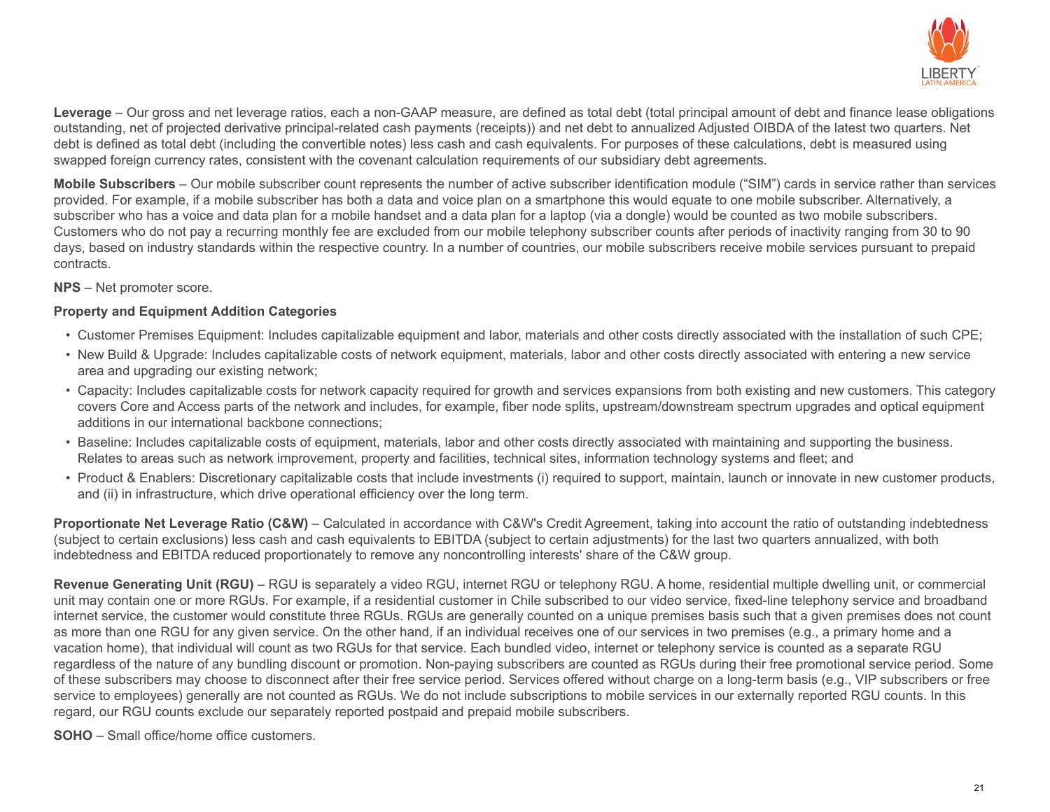**Leverage** – Our gross and net leverage ratios, each a non-GAAP measure, are defined as total debt (total principal amount of debt and finance lease obligations outstanding, net of projected derivative principal-related cash payments (receipts)) and net debt to annualized Adjusted OIBDA of the latest two quarters. Net debt is defined as total debt (including the convertible notes) less cash and cash equivalents. For purposes of these calculations, debt is measured using swapped foreign currency rates, consistent with the covenant calculation requirements of our subsidiary debt agreements.

**Mobile Subscribers** – Our mobile subscriber count represents the number of active subscriber identification module ("SIM") cards in service rather than services provided. For example, if a mobile subscriber has both a data and voice plan on a smartphone this would equate to one mobile subscriber. Alternatively, a subscriber who has a voice and data plan for a mobile handset and a data plan for a laptop (via a dongle) would be counted as two mobile subscribers. Customers who do not pay a recurring monthly fee are excluded from our mobile telephony subscriber counts after periods of inactivity ranging from 30 to 90 days, based on industry standards within the respective country. In a number of countries, our mobile subscribers receive mobile services pursuant to prepaid contracts.

**NPS** – Net promoter score.

**Property and Equipment Addition Categories**

- Customer Premises Equipment: Includes capitalizable equipment and labor, materials and other costs directly associated with the installation of such CPE;
- New Build & Upgrade: Includes capitalizable costs of network equipment, materials, labor and other costs directly associated with entering a new service area and upgrading our existing network;
- Capacity: Includes capitalizable costs for network capacity required for growth and services expansions from both existing and new customers. This category covers Core and Access parts of the network and includes, for example, fiber node splits, upstream/downstream spectrum upgrades and optical equipment additions in our international backbone connections;
- Baseline: Includes capitalizable costs of equipment, materials, labor and other costs directly associated with maintaining and supporting the business. Relates to areas such as network improvement, property and facilities, technical sites, information technology systems and fleet; and
- Product & Enablers: Discretionary capitalizable costs that include investments (i) required to support, maintain, launch or innovate in new customer products, and (ii) in infrastructure, which drive operational efficiency over the long term.

**Proportionate Net Leverage Ratio (C&W)** – Calculated in accordance with C&W's Credit Agreement, taking into account the ratio of outstanding indebtedness (subject to certain exclusions) less cash and cash equivalents to EBITDA (subject to certain adjustments) for the last two quarters annualized, with both indebtedness and EBITDA reduced proportionately to remove any noncontrolling interests' share of the C&W group.

**Revenue Generating Unit (RGU)** – RGU is separately a video RGU, internet RGU or telephony RGU. A home, residential multiple dwelling unit, or commercial unit may contain one or more RGUs. For example, if a residential customer in Chile subscribed to our video service, fixed-line telephony service and broadband internet service, the customer would constitute three RGUs. RGUs are generally counted on a unique premises basis such that a given premises does not count as more than one RGU for any given service. On the other hand, if an individual receives one of our services in two premises (e.g., a primary home and a vacation home), that individual will count as two RGUs for that service. Each bundled video, internet or telephony service is counted as a separate RGU regardless of the nature of any bundling discount or promotion. Non-paying subscribers are counted as RGUs during their free promotional service period. Some of these subscribers may choose to disconnect after their free service period. Services offered without charge on a long-term basis (e.g., VIP subscribers or free service to employees) generally are not counted as RGUs. We do not include subscriptions to mobile services in our externally reported RGU counts. In this regard, our RGU counts exclude our separately reported postpaid and prepaid mobile subscribers.

**SOHO** – Small office/home office customers.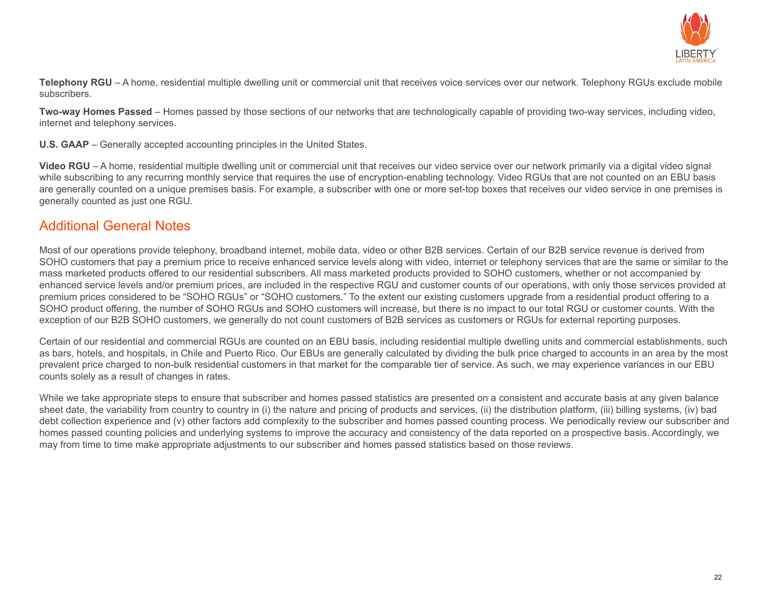**Telephony RGU** – A home, residential multiple dwelling unit or commercial unit that receives voice services over our network. Telephony RGUs exclude mobile subscribers.

**Two-way Homes Passed** – Homes passed by those sections of our networks that are technologically capable of providing two-way services, including video, internet and telephony services.

**U.S. GAAP** – Generally accepted accounting principles in the United States.

**Video RGU** – A home, residential multiple dwelling unit or commercial unit that receives our video service over our network primarily via a digital video signal while subscribing to any recurring monthly service that requires the use of encryption-enabling technology. Video RGUs that are not counted on an EBU basis are generally counted on a unique premises basis. For example, a subscriber with one or more set-top boxes that receives our video service in one premises is generally counted as just one RGU.

## Additional General Notes

Most of our operations provide telephony, broadband internet, mobile data, video or other B2B services. Certain of our B2B service revenue is derived from SOHO customers that pay a premium price to receive enhanced service levels along with video, internet or telephony services that are the same or similar to the mass marketed products offered to our residential subscribers. All mass marketed products provided to SOHO customers, whether or not accompanied by enhanced service levels and/or premium prices, are included in the respective RGU and customer counts of our operations, with only those services provided at premium prices considered to be "SOHO RGUs" or "SOHO customers." To the extent our existing customers upgrade from a residential product offering to a SOHO product offering, the number of SOHO RGUs and SOHO customers will increase, but there is no impact to our total RGU or customer counts. With the exception of our B2B SOHO customers, we generally do not count customers of B2B services as customers or RGUs for external reporting purposes.

Certain of our residential and commercial RGUs are counted on an EBU basis, including residential multiple dwelling units and commercial establishments, such as bars, hotels, and hospitals, in Chile and Puerto Rico. Our EBUs are generally calculated by dividing the bulk price charged to accounts in an area by the most prevalent price charged to non-bulk residential customers in that market for the comparable tier of service. As such, we may experience variances in our EBU counts solely as a result of changes in rates.

While we take appropriate steps to ensure that subscriber and homes passed statistics are presented on a consistent and accurate basis at any given balance sheet date, the variability from country to country in (i) the nature and pricing of products and services, (ii) the distribution platform, (iii) billing systems, (iv) bad debt collection experience and (v) other factors add complexity to the subscriber and homes passed counting process. We periodically review our subscriber and homes passed counting policies and underlying systems to improve the accuracy and consistency of the data reported on a prospective basis. Accordingly, we may from time to time make appropriate adjustments to our subscriber and homes passed statistics based on those reviews.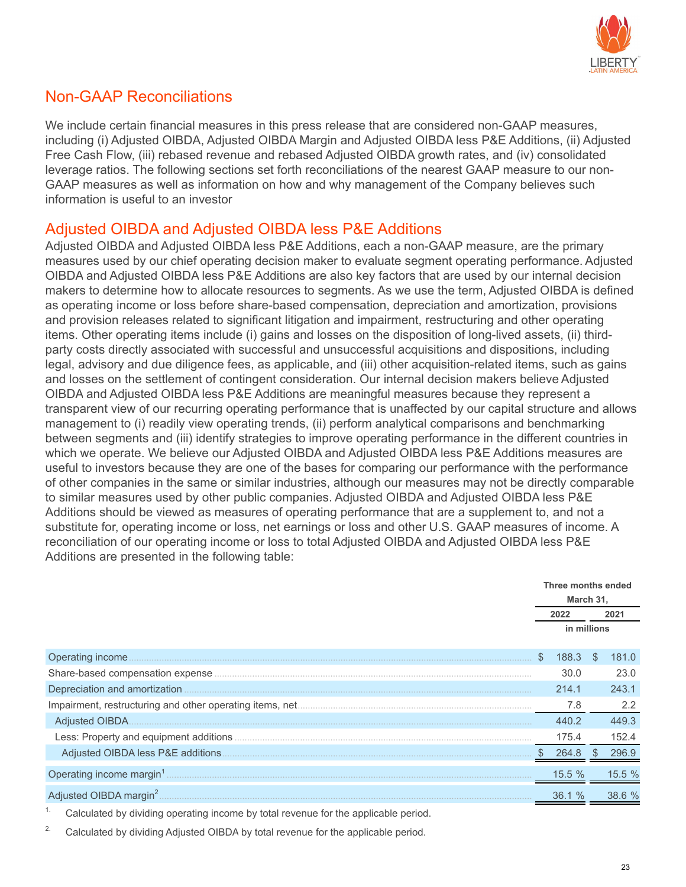## Non-GAAP Reconciliations

We include certain financial measures in this press release that are considered non-GAAP measures, including (i) Adjusted OIBDA, Adjusted OIBDA Margin and Adjusted OIBDA less P&E Additions, (ii) Adjusted Free Cash Flow, (iii) rebased revenue and rebased Adjusted OIBDA growth rates, and (iv) consolidated leverage ratios. The following sections set forth reconciliations of the nearest GAAP measure to our non-GAAP measures as well as information on how and why management of the Company believes such information is useful to an investor

## Adjusted OIBDA and Adjusted OIBDA less P&E Additions

Adjusted OIBDA and Adjusted OIBDA less P&E Additions, each a non-GAAP measure, are the primary measures used by our chief operating decision maker to evaluate segment operating performance. Adjusted OIBDA and Adjusted OIBDA less P&E Additions are also key factors that are used by our internal decision makers to determine how to allocate resources to segments. As we use the term, Adjusted OIBDA is defined as operating income or loss before share-based compensation, depreciation and amortization, provisions and provision releases related to significant litigation and impairment, restructuring and other operating items. Other operating items include (i) gains and losses on the disposition of long-lived assets, (ii) third-party costs directly associated with successful and unsuccessful acquisitions and dispositions, including legal, advisory and due diligence fees, as applicable, and (iii) other acquisition-related items, such as gains and losses on the settlement of contingent consideration. Our internal decision makers believe Adjusted OIBDA and Adjusted OIBDA less P&E Additions are meaningful measures because they represent a transparent view of our recurring operating performance that is unaffected by our capital structure and allows management to (i) readily view operating trends, (ii) perform analytical comparisons and benchmarking between segments and (iii) identify strategies to improve operating performance in the different countries in which we operate. We believe our Adjusted OIBDA and Adjusted OIBDA less P&E Additions measures are useful to investors because they are one of the bases for comparing our performance with the performance of other companies in the same or similar industries, although our measures may not be directly comparable to similar measures used by other public companies. Adjusted OIBDA and Adjusted OIBDA less P&E Additions should be viewed as measures of operating performance that are a supplement to, and not a substitute for, operating income or loss, net earnings or loss and other U.S. GAAP measures of income. A reconciliation of our operating income or loss to total Adjusted OIBDA and Adjusted OIBDA less P&E Additions are presented in the following table:

| | Three months ended March 31, | |
|---|---|---|
| | 2022 | 2021 |
| | in millions | |
| Operating income | $ 188.3 | $ 181.0 |
| Share-based compensation expense | 30.0 | 23.0 |
| Depreciation and amortization | 214.1 | 243.1 |
| Impairment, restructuring and other operating items, net | 7.8 | 2.2 |
| Adjusted OIBDA | 440.2 | 449.3 |
| Less: Property and equipment additions | 175.4 | 152.4 |
| Adjusted OIBDA less P&E additions | $ 264.8 | $ 296.9 |
| Operating income margin[1] | 15.5 % | 15.5 % |
| Adjusted OIBDA margin[2] | 36.1 % | 38.6 % |

1. Calculated by dividing operating income by total revenue for the applicable period.

2. Calculated by dividing Adjusted OIBDA by total revenue for the applicable period.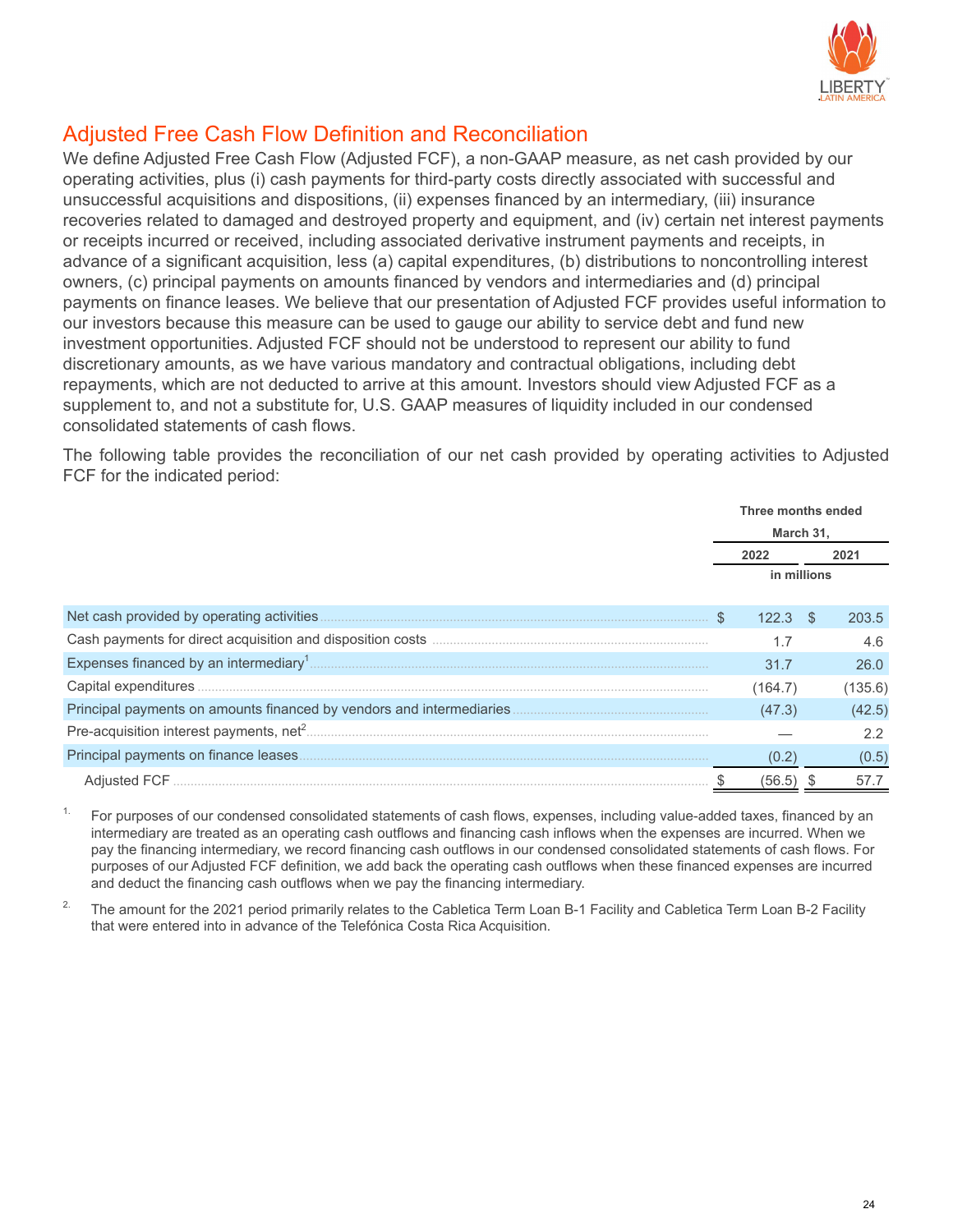## Adjusted Free Cash Flow Definition and Reconciliation

We define Adjusted Free Cash Flow (Adjusted FCF), a non-GAAP measure, as net cash provided by our operating activities, plus (i) cash payments for third-party costs directly associated with successful and unsuccessful acquisitions and dispositions, (ii) expenses financed by an intermediary, (iii) insurance recoveries related to damaged and destroyed property and equipment, and (iv) certain net interest payments or receipts incurred or received, including associated derivative instrument payments and receipts, in advance of a significant acquisition, less (a) capital expenditures, (b) distributions to noncontrolling interest owners, (c) principal payments on amounts financed by vendors and intermediaries and (d) principal payments on finance leases. We believe that our presentation of Adjusted FCF provides useful information to our investors because this measure can be used to gauge our ability to service debt and fund new investment opportunities. Adjusted FCF should not be understood to represent our ability to fund discretionary amounts, as we have various mandatory and contractual obligations, including debt repayments, which are not deducted to arrive at this amount. Investors should view Adjusted FCF as a supplement to, and not a substitute for, U.S. GAAP measures of liquidity included in our condensed consolidated statements of cash flows.

The following table provides the reconciliation of our net cash provided by operating activities to Adjusted FCF for the indicated period:

| | Three months ended March 31, | |
|---|---|---|
| | 2022 | 2021 |
| | in millions | |
| Net cash provided by operating activities | $ 122.3 | $ 203.5 |
| Cash payments for direct acquisition and disposition costs | 1.7 | 4.6 |
| Expenses financed by an intermediary[1] | 31.7 | 26.0 |
| Capital expenditures | (164.7) | (135.6) |
| Principal payments on amounts financed by vendors and intermediaries | (47.3) | (42.5) |
| Pre-acquisition interest payments, net[2] | — | 2.2 |
| Principal payments on finance leases | (0.2) | (0.5) |
| Adjusted FCF | $ (56.5) | $ 57.7 |

1. For purposes of our condensed consolidated statements of cash flows, expenses, including value-added taxes, financed by an intermediary are treated as an operating cash outflows and financing cash inflows when the expenses are incurred. When we pay the financing intermediary, we record financing cash outflows in our condensed consolidated statements of cash flows. For purposes of our Adjusted FCF definition, we add back the operating cash outflows when these financed expenses are incurred and deduct the financing cash outflows when we pay the financing intermediary.

2. The amount for the 2021 period primarily relates to the Cabletica Term Loan B-1 Facility and Cabletica Term Loan B-2 Facility that were entered into in advance of the Telefónica Costa Rica Acquisition.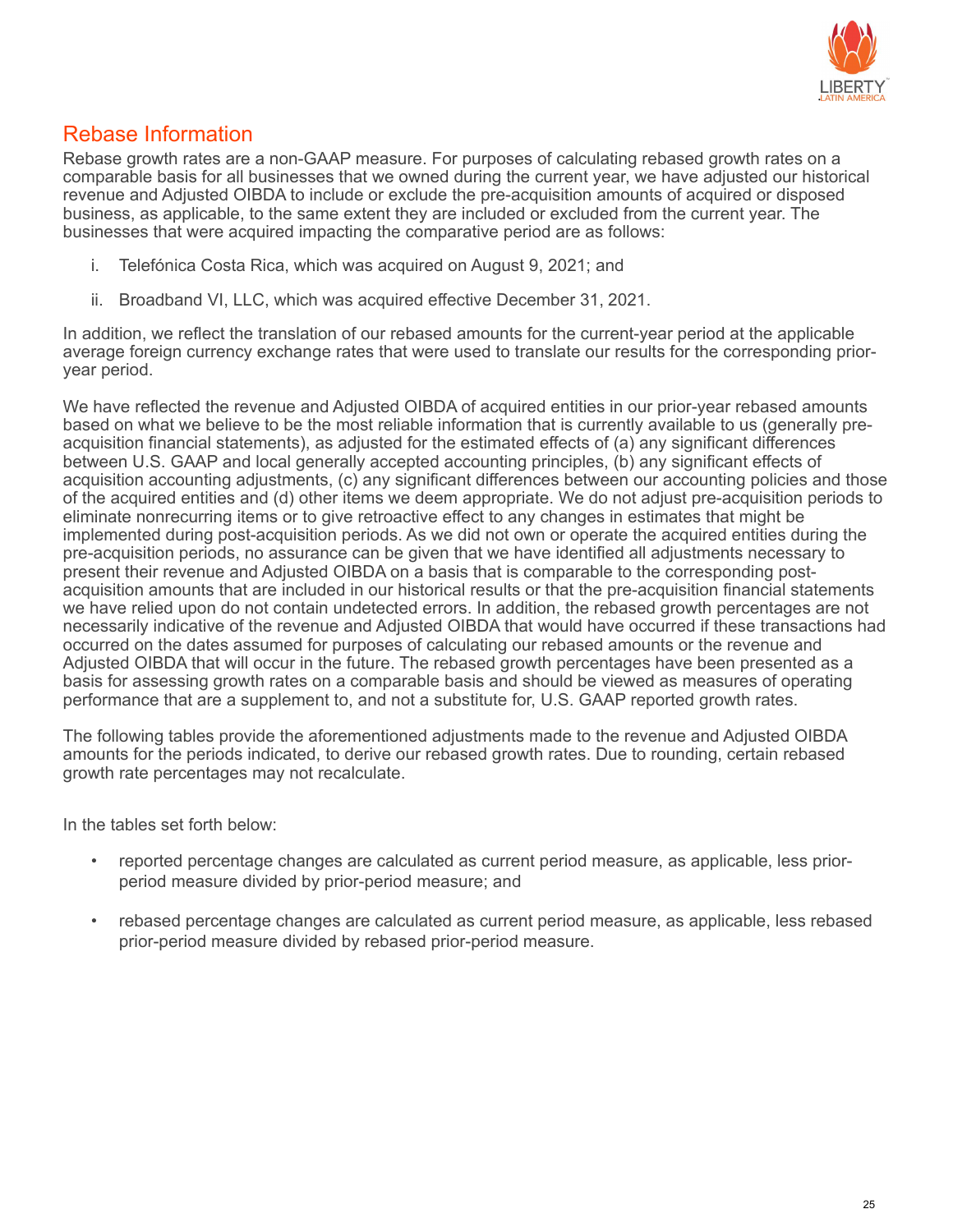## Rebase Information

Rebase growth rates are a non-GAAP measure. For purposes of calculating rebased growth rates on a comparable basis for all businesses that we owned during the current year, we have adjusted our historical revenue and Adjusted OIBDA to include or exclude the pre-acquisition amounts of acquired or disposed business, as applicable, to the same extent they are included or excluded from the current year. The businesses that were acquired impacting the comparative period are as follows:

i. Telefónica Costa Rica, which was acquired on August 9, 2021; and

ii. Broadband VI, LLC, which was acquired effective December 31, 2021.

In addition, we reflect the translation of our rebased amounts for the current-year period at the applicable average foreign currency exchange rates that were used to translate our results for the corresponding prior-year period.

We have reflected the revenue and Adjusted OIBDA of acquired entities in our prior-year rebased amounts based on what we believe to be the most reliable information that is currently available to us (generally pre-acquisition financial statements), as adjusted for the estimated effects of (a) any significant differences between U.S. GAAP and local generally accepted accounting principles, (b) any significant effects of acquisition accounting adjustments, (c) any significant differences between our accounting policies and those of the acquired entities and (d) other items we deem appropriate. We do not adjust pre-acquisition periods to eliminate nonrecurring items or to give retroactive effect to any changes in estimates that might be implemented during post-acquisition periods. As we did not own or operate the acquired entities during the pre-acquisition periods, no assurance can be given that we have identified all adjustments necessary to present their revenue and Adjusted OIBDA on a basis that is comparable to the corresponding post-acquisition amounts that are included in our historical results or that the pre-acquisition financial statements we have relied upon do not contain undetected errors. In addition, the rebased growth percentages are not necessarily indicative of the revenue and Adjusted OIBDA that would have occurred if these transactions had occurred on the dates assumed for purposes of calculating our rebased amounts or the revenue and Adjusted OIBDA that will occur in the future. The rebased growth percentages have been presented as a basis for assessing growth rates on a comparable basis and should be viewed as measures of operating performance that are a supplement to, and not a substitute for, U.S. GAAP reported growth rates.

The following tables provide the aforementioned adjustments made to the revenue and Adjusted OIBDA amounts for the periods indicated, to derive our rebased growth rates. Due to rounding, certain rebased growth rate percentages may not recalculate.

In the tables set forth below:

- reported percentage changes are calculated as current period measure, as applicable, less prior-period measure divided by prior-period measure; and
- rebased percentage changes are calculated as current period measure, as applicable, less rebased prior-period measure divided by rebased prior-period measure.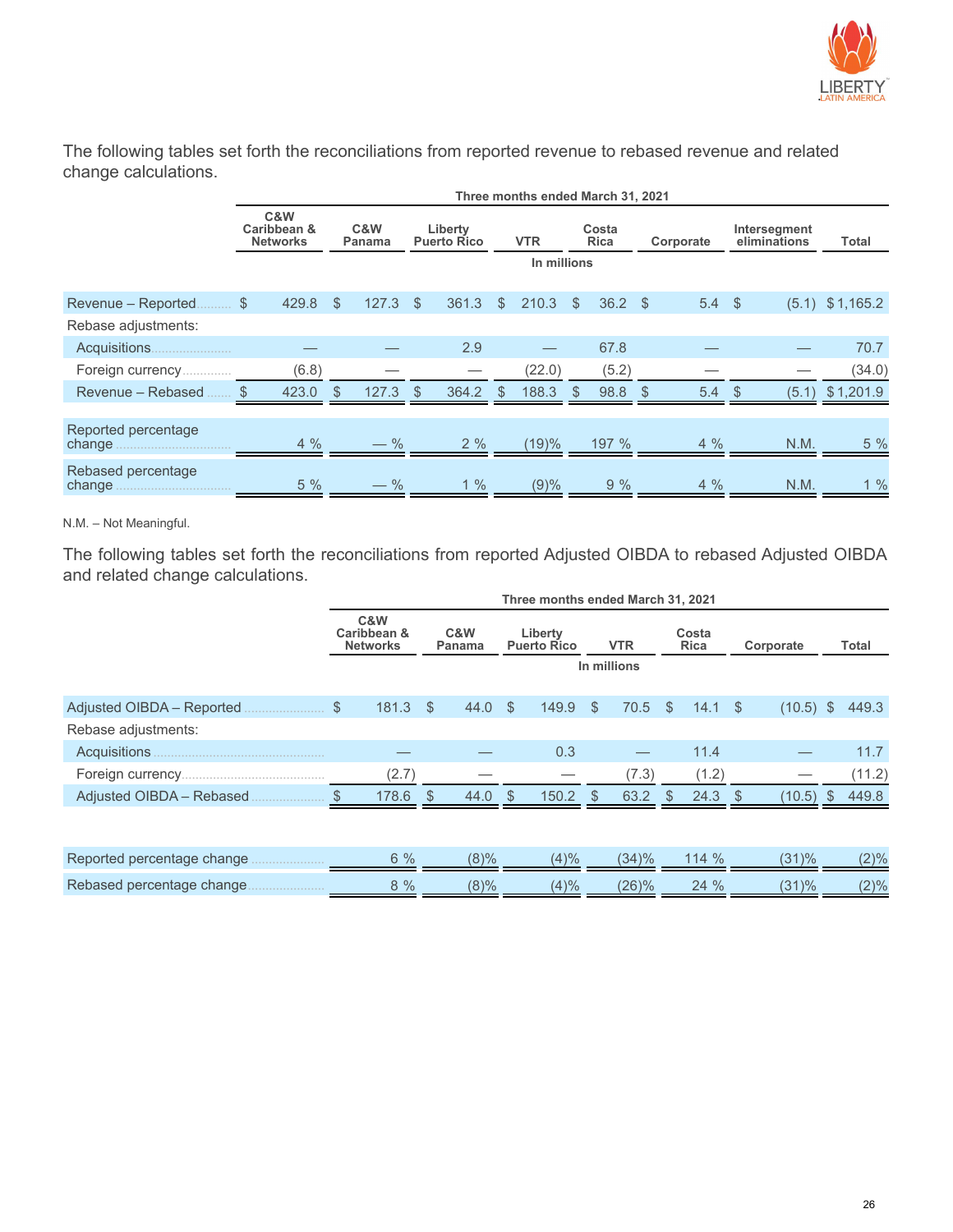The following tables set forth the reconciliations from reported revenue to rebased revenue and related change calculations.

| | Three months ended March 31, 2021 | | | | | | | |
|---|---|---|---|---|---|---|---|---|
| | C&W Caribbean & Networks | C&W Panama | Liberty Puerto Rico | VTR | Costa Rica | Corporate | Intersegment eliminations | Total |
| | In millions | | | | | | | |
| Revenue – Reported | $ 429.8 | $ 127.3 | $ 361.3 | $ 210.3 | $ 36.2 | $ 5.4 | $ (5.1) | $ 1,165.2 |
| Rebase adjustments: | | | | | | | | |
| Acquisitions | — | — | 2.9 | — | 67.8 | — | — | 70.7 |
| Foreign currency | (6.8) | — | — | (22.0) | (5.2) | — | — | (34.0) |
| Revenue – Rebased | $ 423.0 | $ 127.3 | $ 364.2 | $ 188.3 | $ 98.8 | $ 5.4 | $ (5.1) | $ 1,201.9 |
| Reported percentage change | 4 % | — % | 2 % | (19)% | 197 % | 4 % | N.M. | 5 % |
| Rebased percentage change | 5 % | — % | 1 % | (9)% | 9 % | 4 % | N.M. | 1 % |

N.M. – Not Meaningful.

The following tables set forth the reconciliations from reported Adjusted OIBDA to rebased Adjusted OIBDA and related change calculations.

| | Three months ended March 31, 2021 | | | | | | |
|---|---|---|---|---|---|---|---|
| | C&W Caribbean & Networks | C&W Panama | Liberty Puerto Rico | VTR | Costa Rica | Corporate | Total |
| | In millions | | | | | | |
| Adjusted OIBDA – Reported | $ 181.3 | $ 44.0 | $ 149.9 | $ 70.5 | $ 14.1 | $ (10.5) | $ 449.3 |
| Rebase adjustments: | | | | | | | |
| Acquisitions | — | — | 0.3 | — | 11.4 | — | 11.7 |
| Foreign currency | (2.7) | — | — | (7.3) | (1.2) | — | (11.2) |
| Adjusted OIBDA – Rebased | $ 178.6 | $ 44.0 | $ 150.2 | $ 63.2 | $ 24.3 | $ (10.5) | $ 449.8 |
| Reported percentage change | 6 % | (8)% | (4)% | (34)% | 114 % | (31)% | (2)% |
| Rebased percentage change | 8 % | (8)% | (4)% | (26)% | 24 % | (31)% | (2)% |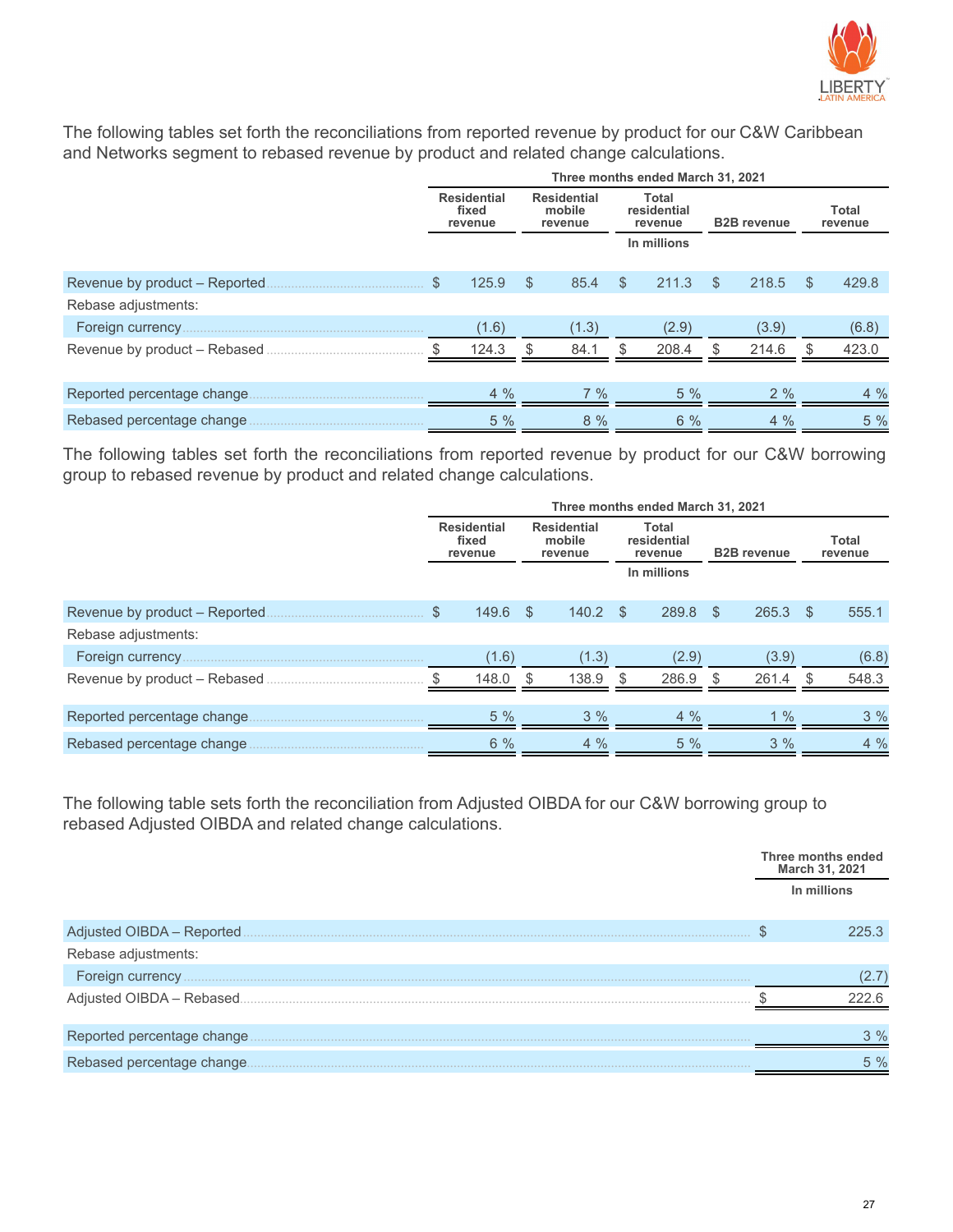The following tables set forth the reconciliations from reported revenue by product for our C&W Caribbean and Networks segment to rebased revenue by product and related change calculations.

| | Three months ended March 31, 2021 | | | | |
|---|---|---|---|---|---|
| | Residential fixed revenue | Residential mobile revenue | Total residential revenue | B2B revenue | Total revenue |
| | | | In millions | | |
| Revenue by product – Reported | $ 125.9 | $ 85.4 | $ 211.3 | $ 218.5 | $ 429.8 |
| Rebase adjustments: | | | | | |
| Foreign currency | (1.6) | (1.3) | (2.9) | (3.9) | (6.8) |
| Revenue by product – Rebased | $ 124.3 | $ 84.1 | $ 208.4 | $ 214.6 | $ 423.0 |
| Reported percentage change | 4 % | 7 % | 5 % | 2 % | 4 % |
| Rebased percentage change | 5 % | 8 % | 6 % | 4 % | 5 % |

The following tables set forth the reconciliations from reported revenue by product for our C&W borrowing group to rebased revenue by product and related change calculations.

| | Three months ended March 31, 2021 | | | | |
|---|---|---|---|---|---|
| | Residential fixed revenue | Residential mobile revenue | Total residential revenue | B2B revenue | Total revenue |
| | | | In millions | | |
| Revenue by product – Reported | $ 149.6 | $ 140.2 | $ 289.8 | $ 265.3 | $ 555.1 |
| Rebase adjustments: | | | | | |
| Foreign currency | (1.6) | (1.3) | (2.9) | (3.9) | (6.8) |
| Revenue by product – Rebased | $ 148.0 | $ 138.9 | $ 286.9 | $ 261.4 | $ 548.3 |
| Reported percentage change | 5 % | 3 % | 4 % | 1 % | 3 % |
| Rebased percentage change | 6 % | 4 % | 5 % | 3 % | 4 % |

The following table sets forth the reconciliation from Adjusted OIBDA for our C&W borrowing group to rebased Adjusted OIBDA and related change calculations.

| | Three months ended March 31, 2021 |
|---|---|
| | In millions |
| Adjusted OIBDA – Reported | $ 225.3 |
| Rebase adjustments: | |
| Foreign currency | (2.7) |
| Adjusted OIBDA – Rebased | $ 222.6 |
| Reported percentage change | 3 % |
| Rebased percentage change | 5 % |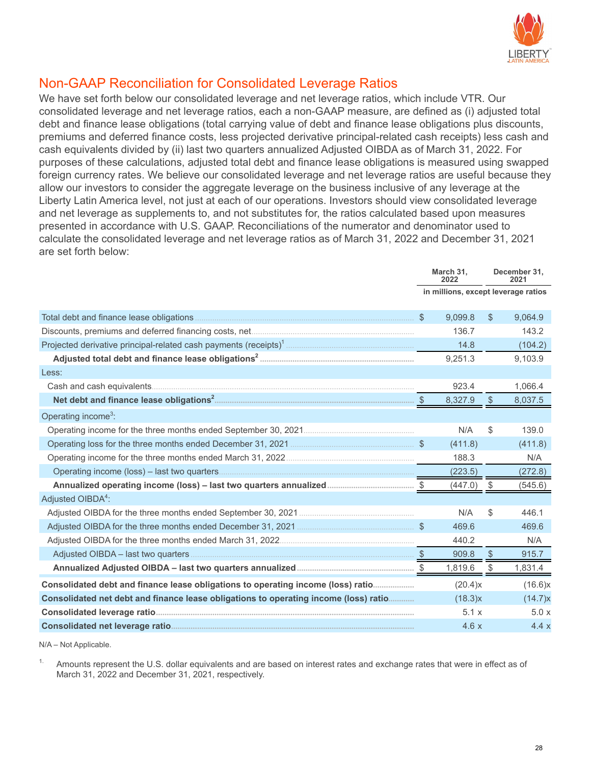## Non-GAAP Reconciliation for Consolidated Leverage Ratios

We have set forth below our consolidated leverage and net leverage ratios, which include VTR. Our consolidated leverage and net leverage ratios, each a non-GAAP measure, are defined as (i) adjusted total debt and finance lease obligations (total carrying value of debt and finance lease obligations plus discounts, premiums and deferred finance costs, less projected derivative principal-related cash receipts) less cash and cash equivalents divided by (ii) last two quarters annualized Adjusted OIBDA as of March 31, 2022. For purposes of these calculations, adjusted total debt and finance lease obligations is measured using swapped foreign currency rates. We believe our consolidated leverage and net leverage ratios are useful because they allow our investors to consider the aggregate leverage on the business inclusive of any leverage at the Liberty Latin America level, not just at each of our operations. Investors should view consolidated leverage and net leverage as supplements to, and not substitutes for, the ratios calculated based upon measures presented in accordance with U.S. GAAP. Reconciliations of the numerator and denominator used to calculate the consolidated leverage and net leverage ratios as of March 31, 2022 and December 31, 2021 are set forth below:

| | March 31, 2022 | December 31, 2021 |
|---|---|---|
| | in millions, except leverage ratios | |
| Total debt and finance lease obligations | $ 9,099.8 | $ 9,064.9 |
| Discounts, premiums and deferred financing costs, net | 136.7 | 143.2 |
| Projected derivative principal-related cash payments (receipts)[1] | 14.8 | (104.2) |
| **Adjusted total debt and finance lease obligations[2]** | 9,251.3 | 9,103.9 |
| Less: | | |
| Cash and cash equivalents | 923.4 | 1,066.4 |
| **Net debt and finance lease obligations[2]** | $ 8,327.9 | $ 8,037.5 |
| Operating income[3]: | | |
| Operating income for the three months ended September 30, 2021 | N/A | $ 139.0 |
| Operating loss for the three months ended December 31, 2021 | $ (411.8) | (411.8) |
| Operating income for the three months ended March 31, 2022 | 188.3 | N/A |
| Operating income (loss) – last two quarters | (223.5) | (272.8) |
| **Annualized operating income (loss) – last two quarters annualized** | $ (447.0) | $ (545.6) |
| Adjusted OIBDA[4]: | | |
| Adjusted OIBDA for the three months ended September 30, 2021 | N/A | $ 446.1 |
| Adjusted OIBDA for the three months ended December 31, 2021 | $ 469.6 | 469.6 |
| Adjusted OIBDA for the three months ended March 31, 2022 | 440.2 | N/A |
| Adjusted OIBDA – last two quarters | $ 909.8 | $ 915.7 |
| **Annualized Adjusted OIBDA – last two quarters annualized** | $ 1,819.6 | $ 1,831.4 |
| **Consolidated debt and finance lease obligations to operating income (loss) ratio** | (20.4)x | (16.6)x |
| **Consolidated net debt and finance lease obligations to operating income (loss) ratio** | (18.3)x | (14.7)x |
| **Consolidated leverage ratio** | 5.1 x | 5.0 x |
| **Consolidated net leverage ratio** | 4.6 x | 4.4 x |

N/A – Not Applicable.

1. Amounts represent the U.S. dollar equivalents and are based on interest rates and exchange rates that were in effect as of March 31, 2022 and December 31, 2021, respectively.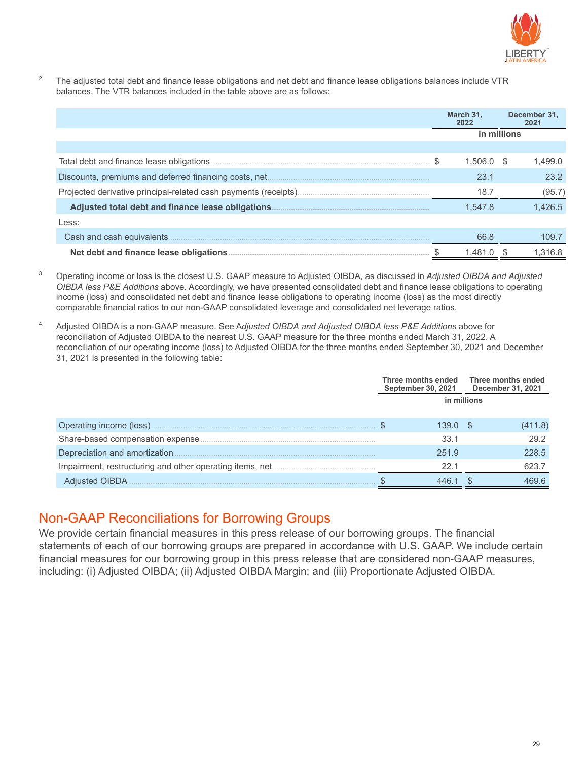2. The adjusted total debt and finance lease obligations and net debt and finance lease obligations balances include VTR balances. The VTR balances included in the table above are as follows:

| | March 31, 2022 | December 31, 2021 |
|---|---|---|
| | in millions | |
| Total debt and finance lease obligations | $ 1,506.0 | $ 1,499.0 |
| Discounts, premiums and deferred financing costs, net | 23.1 | 23.2 |
| Projected derivative principal-related cash payments (receipts) | 18.7 | (95.7) |
| **Adjusted total debt and finance lease obligations** | 1,547.8 | 1,426.5 |
| Less: | | |
| Cash and cash equivalents | 66.8 | 109.7 |
| **Net debt and finance lease obligations** | $ 1,481.0 | $ 1,316.8 |

3. Operating income or loss is the closest U.S. GAAP measure to Adjusted OIBDA, as discussed in *Adjusted OIBDA and Adjusted OIBDA less P&E Additions* above. Accordingly, we have presented consolidated debt and finance lease obligations to operating income (loss) and consolidated net debt and finance lease obligations to operating income (loss) as the most directly comparable financial ratios to our non-GAAP consolidated leverage and consolidated net leverage ratios.

4. Adjusted OIBDA is a non-GAAP measure. See *Adjusted OIBDA and Adjusted OIBDA less P&E Additions* above for reconciliation of Adjusted OIBDA to the nearest U.S. GAAP measure for the three months ended March 31, 2022. A reconciliation of our operating income (loss) to Adjusted OIBDA for the three months ended September 30, 2021 and December 31, 2021 is presented in the following table:

| | Three months ended September 30, 2021 | Three months ended December 31, 2021 |
|---|---|---|
| | in millions | |
| Operating income (loss) | $ 139.0 | $ (411.8) |
| Share-based compensation expense | 33.1 | 29.2 |
| Depreciation and amortization | 251.9 | 228.5 |
| Impairment, restructuring and other operating items, net | 22.1 | 623.7 |
| Adjusted OIBDA | $ 446.1 | $ 469.6 |

## Non-GAAP Reconciliations for Borrowing Groups

We provide certain financial measures in this press release of our borrowing groups. The financial statements of each of our borrowing groups are prepared in accordance with U.S. GAAP. We include certain financial measures for our borrowing group in this press release that are considered non-GAAP measures, including: (i) Adjusted OIBDA; (ii) Adjusted OIBDA Margin; and (iii) Proportionate Adjusted OIBDA.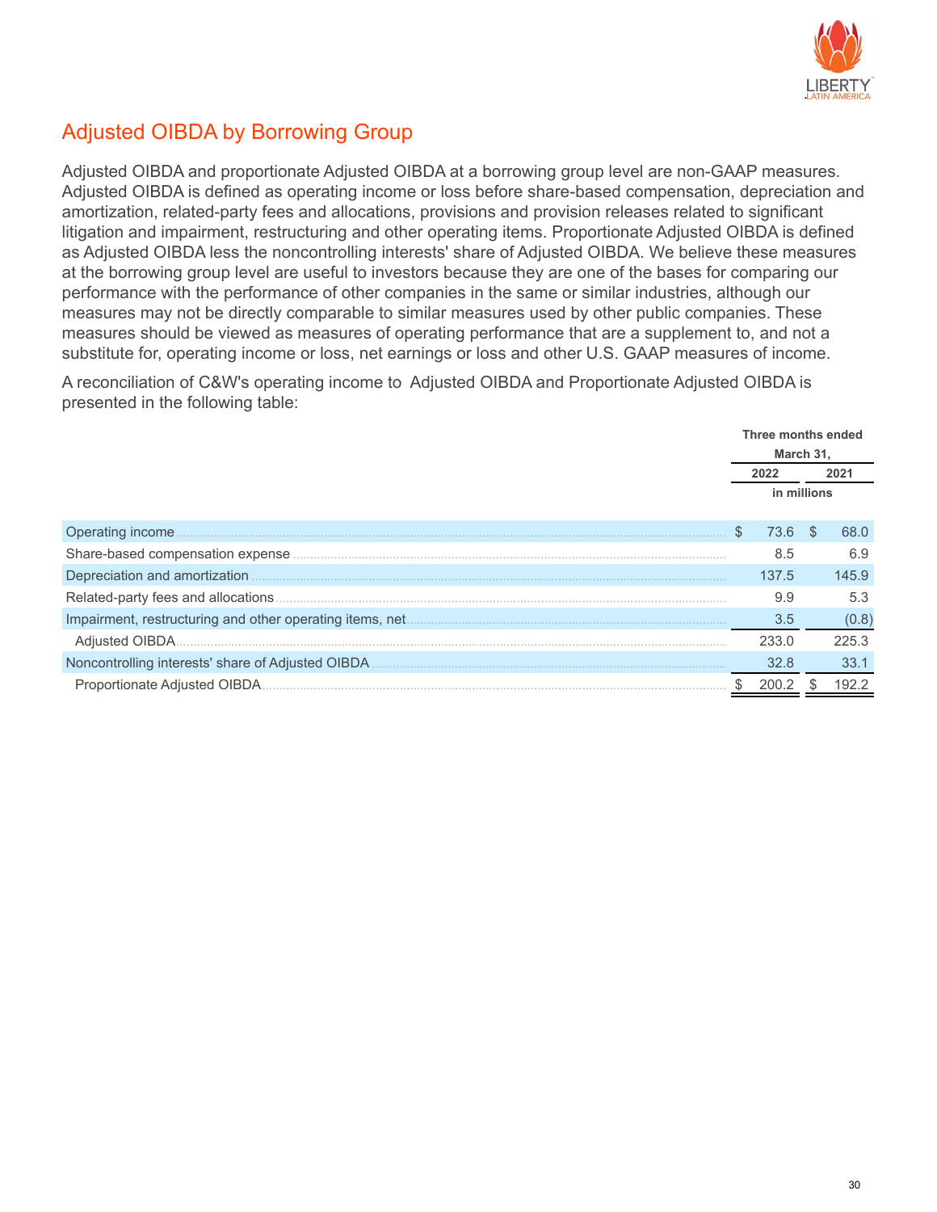## Adjusted OIBDA by Borrowing Group

Adjusted OIBDA and proportionate Adjusted OIBDA at a borrowing group level are non-GAAP measures. Adjusted OIBDA is defined as operating income or loss before share-based compensation, depreciation and amortization, related-party fees and allocations, provisions and provision releases related to significant litigation and impairment, restructuring and other operating items. Proportionate Adjusted OIBDA is defined as Adjusted OIBDA less the noncontrolling interests' share of Adjusted OIBDA. We believe these measures at the borrowing group level are useful to investors because they are one of the bases for comparing our performance with the performance of other companies in the same or similar industries, although our measures may not be directly comparable to similar measures used by other public companies. These measures should be viewed as measures of operating performance that are a supplement to, and not a substitute for, operating income or loss, net earnings or loss and other U.S. GAAP measures of income.

A reconciliation of C&W's operating income to Adjusted OIBDA and Proportionate Adjusted OIBDA is presented in the following table:

| | Three months ended March 31, | |
|---|---|---|
| | 2022 | 2021 |
| | in millions | |
| Operating income | $ 73.6 | $ 68.0 |
| Share-based compensation expense | 8.5 | 6.9 |
| Depreciation and amortization | 137.5 | 145.9 |
| Related-party fees and allocations | 9.9 | 5.3 |
| Impairment, restructuring and other operating items, net | 3.5 | (0.8) |
| Adjusted OIBDA | 233.0 | 225.3 |
| Noncontrolling interests' share of Adjusted OIBDA | 32.8 | 33.1 |
| Proportionate Adjusted OIBDA | $ 200.2 | $ 192.2 |